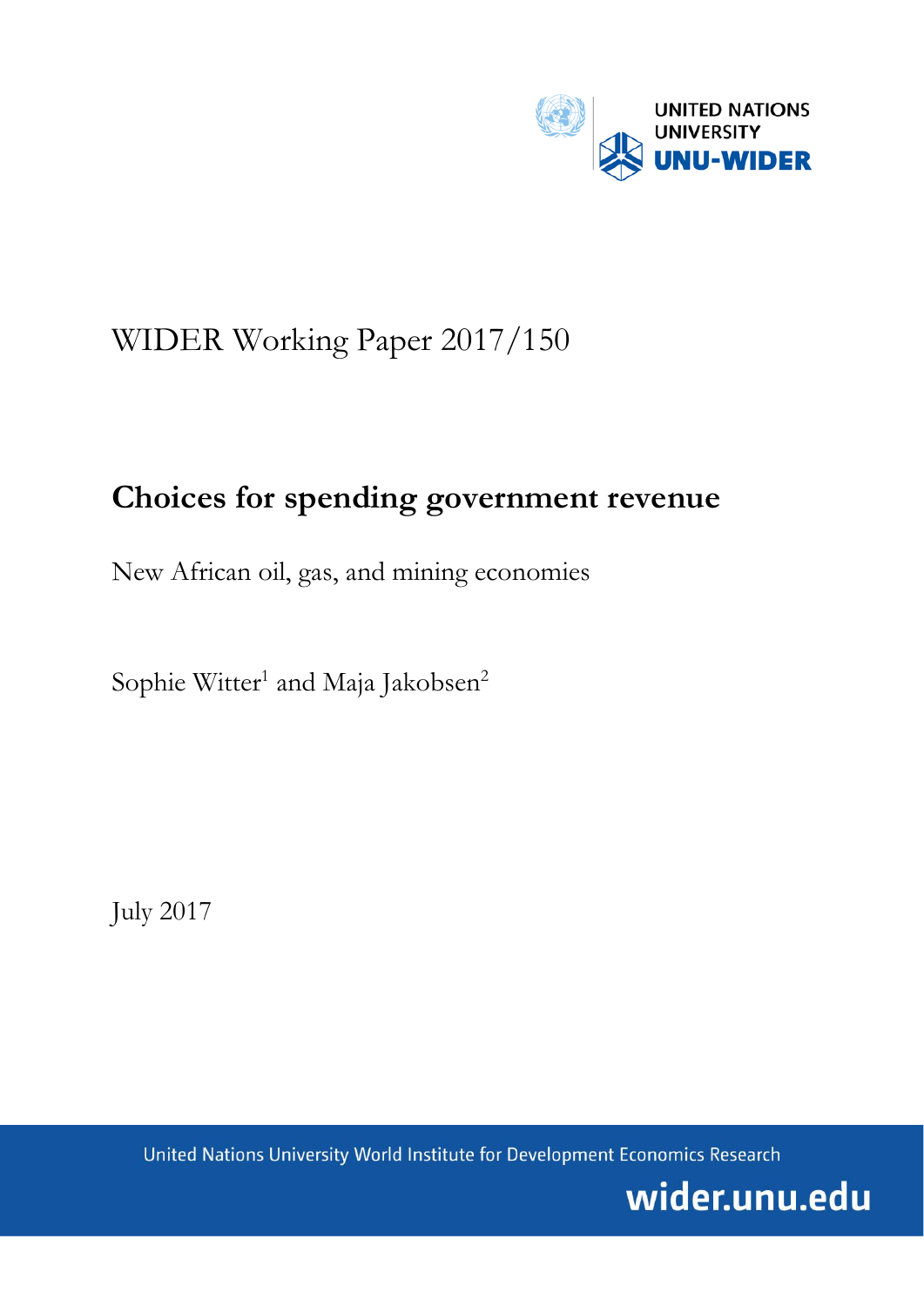UNITED NATIONS UNIVERSITY

UNU-WIDER

WIDER Working Paper 2017/150

# Choices for spending government revenue

New African oil, gas, and mining economies

Sophie Witter[1] and Maja Jakobsen[2]

July 2017

United Nations University World Institute for Development Economics Research

wider.unu.edu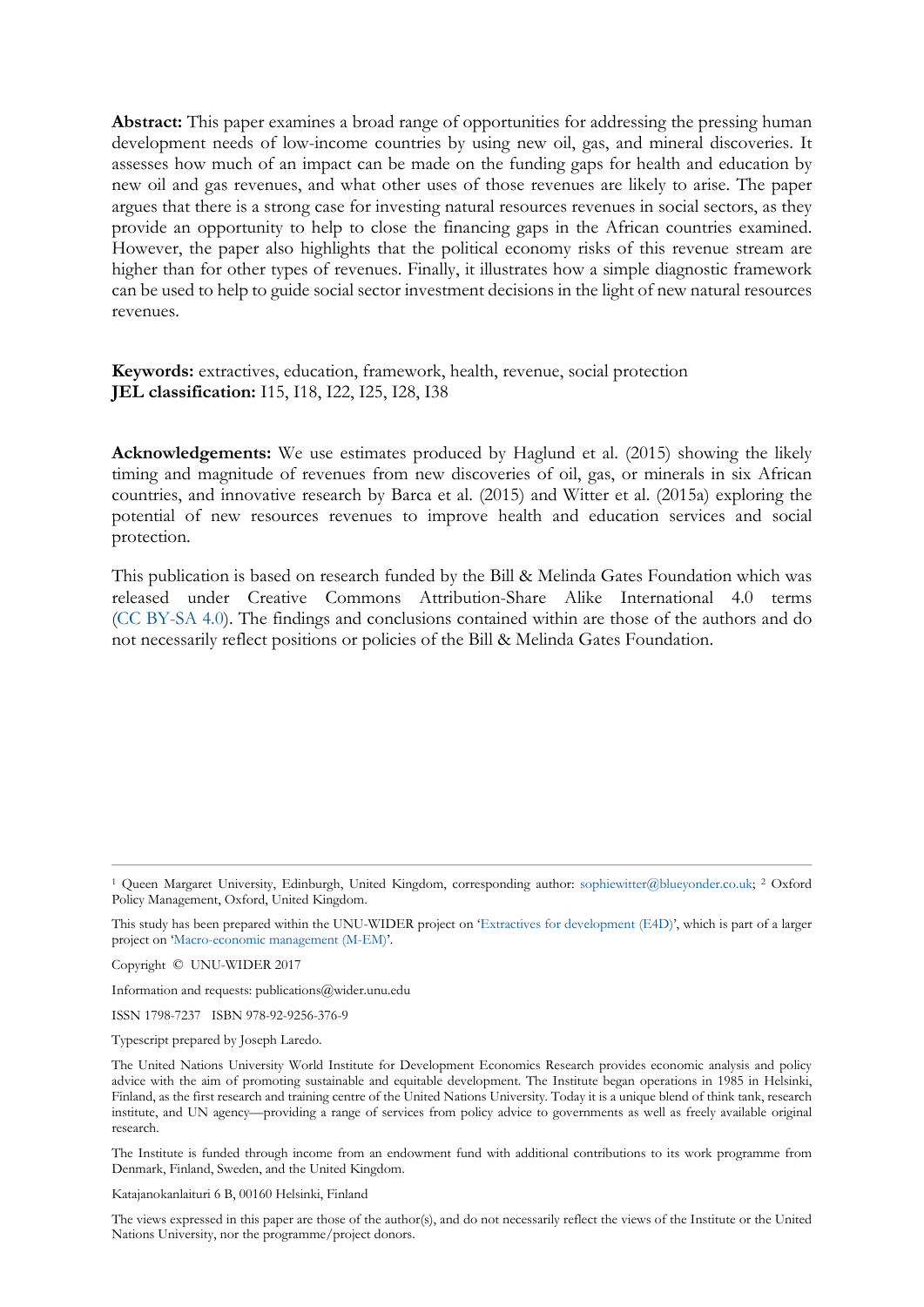**Abstract:** This paper examines a broad range of opportunities for addressing the pressing human development needs of low-income countries by using new oil, gas, and mineral discoveries. It assesses how much of an impact can be made on the funding gaps for health and education by new oil and gas revenues, and what other uses of those revenues are likely to arise. The paper argues that there is a strong case for investing natural resources revenues in social sectors, as they provide an opportunity to help to close the financing gaps in the African countries examined. However, the paper also highlights that the political economy risks of this revenue stream are higher than for other types of revenues. Finally, it illustrates how a simple diagnostic framework can be used to help to guide social sector investment decisions in the light of new natural resources revenues.

**Keywords:** extractives, education, framework, health, revenue, social protection
**JEL classification:** I15, I18, I22, I25, I28, I38

**Acknowledgements:** We use estimates produced by Haglund et al. (2015) showing the likely timing and magnitude of revenues from new discoveries of oil, gas, or minerals in six African countries, and innovative research by Barca et al. (2015) and Witter et al. (2015a) exploring the potential of new resources revenues to improve health and education services and social protection.

This publication is based on research funded by the Bill & Melinda Gates Foundation which was released under Creative Commons Attribution-Share Alike International 4.0 terms (CC BY-SA 4.0). The findings and conclusions contained within are those of the authors and do not necessarily reflect positions or policies of the Bill & Melinda Gates Foundation.

---

[1] Queen Margaret University, Edinburgh, United Kingdom, corresponding author: sophiewitter@blueyonder.co.uk; [2] Oxford Policy Management, Oxford, United Kingdom.

This study has been prepared within the UNU-WIDER project on 'Extractives for development (E4D)', which is part of a larger project on 'Macro-economic management (M-EM)'.

Copyright © UNU-WIDER 2017

Information and requests: publications@wider.unu.edu

ISSN 1798-7237 ISBN 978-92-9256-376-9

Typescript prepared by Joseph Laredo.

The United Nations University World Institute for Development Economics Research provides economic analysis and policy advice with the aim of promoting sustainable and equitable development. The Institute began operations in 1985 in Helsinki, Finland, as the first research and training centre of the United Nations University. Today it is a unique blend of think tank, research institute, and UN agency—providing a range of services from policy advice to governments as well as freely available original research.

The Institute is funded through income from an endowment fund with additional contributions to its work programme from Denmark, Finland, Sweden, and the United Kingdom.

Katajanokanlaituri 6 B, 00160 Helsinki, Finland

The views expressed in this paper are those of the author(s), and do not necessarily reflect the views of the Institute or the United Nations University, nor the programme/project donors.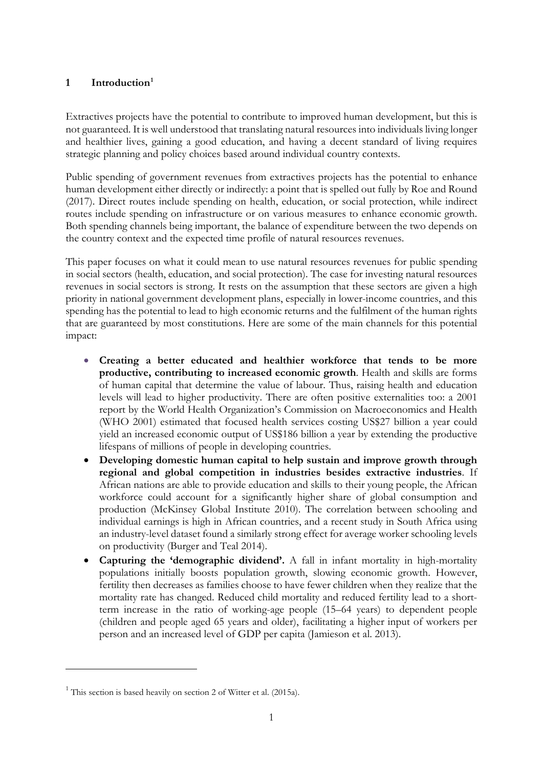# 1 Introduction[1]

Extractives projects have the potential to contribute to improved human development, but this is not guaranteed. It is well understood that translating natural resources into individuals living longer and healthier lives, gaining a good education, and having a decent standard of living requires strategic planning and policy choices based around individual country contexts.

Public spending of government revenues from extractives projects has the potential to enhance human development either directly or indirectly: a point that is spelled out fully by Roe and Round (2017). Direct routes include spending on health, education, or social protection, while indirect routes include spending on infrastructure or on various measures to enhance economic growth. Both spending channels being important, the balance of expenditure between the two depends on the country context and the expected time profile of natural resources revenues.

This paper focuses on what it could mean to use natural resources revenues for public spending in social sectors (health, education, and social protection). The case for investing natural resources revenues in social sectors is strong. It rests on the assumption that these sectors are given a high priority in national government development plans, especially in lower-income countries, and this spending has the potential to lead to high economic returns and the fulfilment of the human rights that are guaranteed by most constitutions. Here are some of the main channels for this potential impact:

- **Creating a better educated and healthier workforce that tends to be more productive, contributing to increased economic growth**. Health and skills are forms of human capital that determine the value of labour. Thus, raising health and education levels will lead to higher productivity. There are often positive externalities too: a 2001 report by the World Health Organization's Commission on Macroeconomics and Health (WHO 2001) estimated that focused health services costing US$27 billion a year could yield an increased economic output of US$186 billion a year by extending the productive lifespans of millions of people in developing countries.
- **Developing domestic human capital to help sustain and improve growth through regional and global competition in industries besides extractive industries**. If African nations are able to provide education and skills to their young people, the African workforce could account for a significantly higher share of global consumption and production (McKinsey Global Institute 2010). The correlation between schooling and individual earnings is high in African countries, and a recent study in South Africa using an industry-level dataset found a similarly strong effect for average worker schooling levels on productivity (Burger and Teal 2014).
- **Capturing the 'demographic dividend'.** A fall in infant mortality in high-mortality populations initially boosts population growth, slowing economic growth. However, fertility then decreases as families choose to have fewer children when they realize that the mortality rate has changed. Reduced child mortality and reduced fertility lead to a short-term increase in the ratio of working-age people (15–64 years) to dependent people (children and people aged 65 years and older), facilitating a higher input of workers per person and an increased level of GDP per capita (Jamieson et al. 2013).

[1] This section is based heavily on section 2 of Witter et al. (2015a).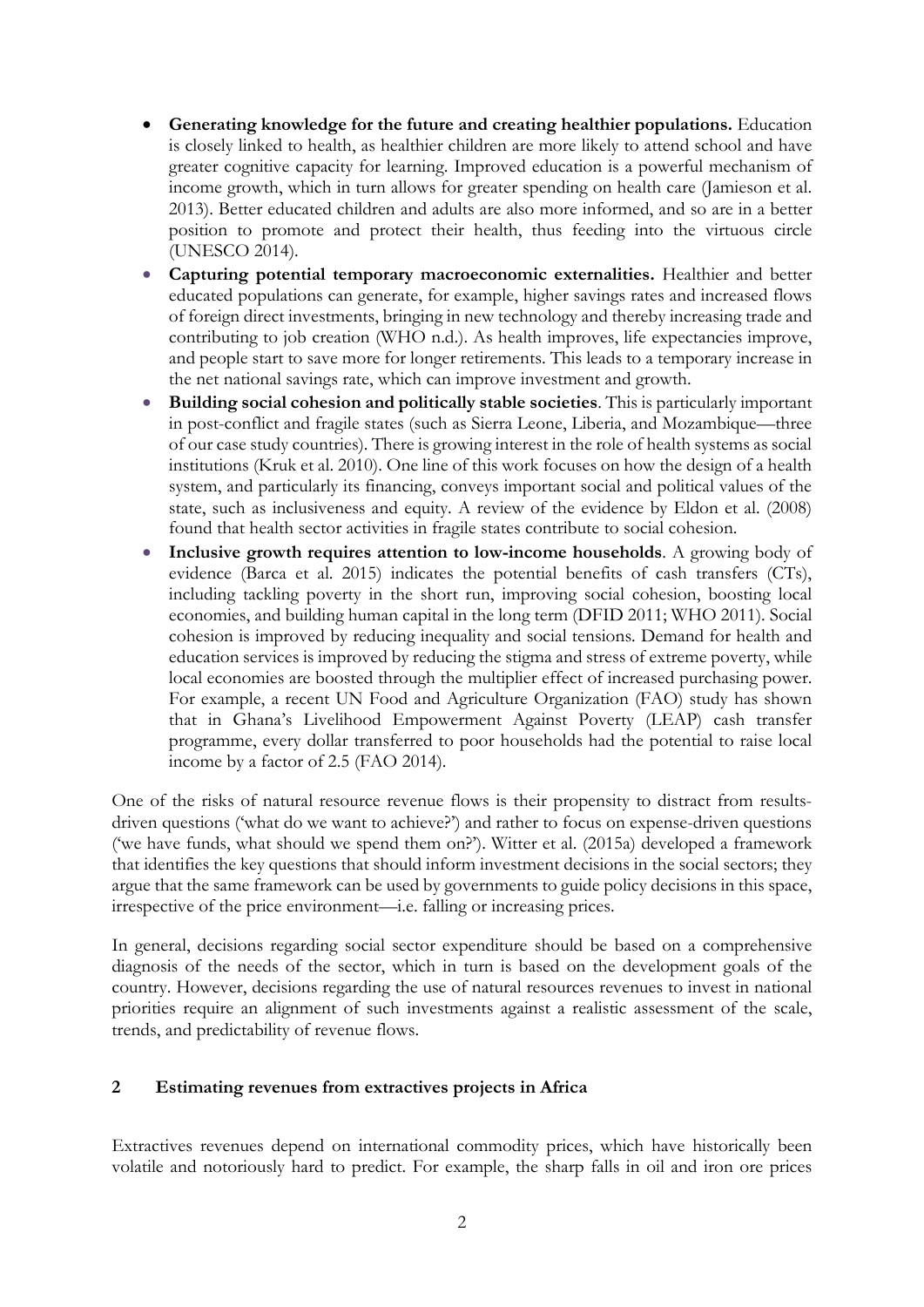- **Generating knowledge for the future and creating healthier populations.** Education is closely linked to health, as healthier children are more likely to attend school and have greater cognitive capacity for learning. Improved education is a powerful mechanism of income growth, which in turn allows for greater spending on health care (Jamieson et al. 2013). Better educated children and adults are also more informed, and so are in a better position to promote and protect their health, thus feeding into the virtuous circle (UNESCO 2014).
- **Capturing potential temporary macroeconomic externalities.** Healthier and better educated populations can generate, for example, higher savings rates and increased flows of foreign direct investments, bringing in new technology and thereby increasing trade and contributing to job creation (WHO n.d.). As health improves, life expectancies improve, and people start to save more for longer retirements. This leads to a temporary increase in the net national savings rate, which can improve investment and growth.
- **Building social cohesion and politically stable societies**. This is particularly important in post-conflict and fragile states (such as Sierra Leone, Liberia, and Mozambique—three of our case study countries). There is growing interest in the role of health systems as social institutions (Kruk et al. 2010). One line of this work focuses on how the design of a health system, and particularly its financing, conveys important social and political values of the state, such as inclusiveness and equity. A review of the evidence by Eldon et al. (2008) found that health sector activities in fragile states contribute to social cohesion.
- **Inclusive growth requires attention to low-income households**. A growing body of evidence (Barca et al. 2015) indicates the potential benefits of cash transfers (CTs), including tackling poverty in the short run, improving social cohesion, boosting local economies, and building human capital in the long term (DFID 2011; WHO 2011). Social cohesion is improved by reducing inequality and social tensions. Demand for health and education services is improved by reducing the stigma and stress of extreme poverty, while local economies are boosted through the multiplier effect of increased purchasing power. For example, a recent UN Food and Agriculture Organization (FAO) study has shown that in Ghana's Livelihood Empowerment Against Poverty (LEAP) cash transfer programme, every dollar transferred to poor households had the potential to raise local income by a factor of 2.5 (FAO 2014).

One of the risks of natural resource revenue flows is their propensity to distract from results-driven questions ('what do we want to achieve?') and rather to focus on expense-driven questions ('we have funds, what should we spend them on?'). Witter et al. (2015a) developed a framework that identifies the key questions that should inform investment decisions in the social sectors; they argue that the same framework can be used by governments to guide policy decisions in this space, irrespective of the price environment—i.e. falling or increasing prices.

In general, decisions regarding social sector expenditure should be based on a comprehensive diagnosis of the needs of the sector, which in turn is based on the development goals of the country. However, decisions regarding the use of natural resources revenues to invest in national priorities require an alignment of such investments against a realistic assessment of the scale, trends, and predictability of revenue flows.

## 2 Estimating revenues from extractives projects in Africa

Extractives revenues depend on international commodity prices, which have historically been volatile and notoriously hard to predict. For example, the sharp falls in oil and iron ore prices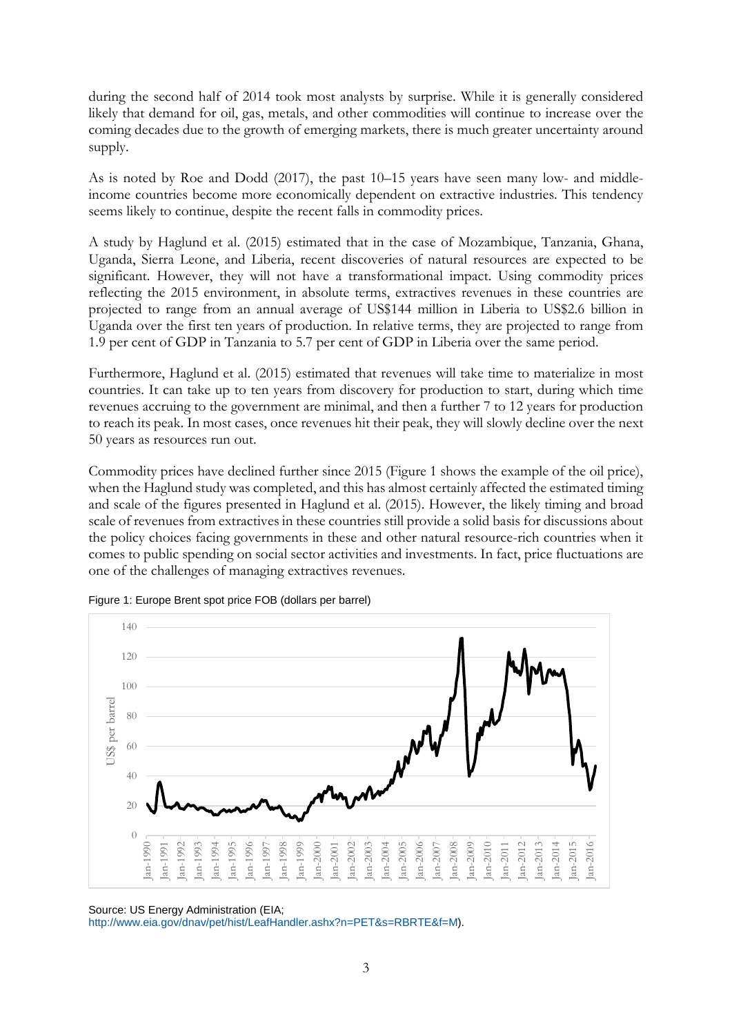during the second half of 2014 took most analysts by surprise. While it is generally considered likely that demand for oil, gas, metals, and other commodities will continue to increase over the coming decades due to the growth of emerging markets, there is much greater uncertainty around supply.

As is noted by Roe and Dodd (2017), the past 10–15 years have seen many low- and middle-income countries become more economically dependent on extractive industries. This tendency seems likely to continue, despite the recent falls in commodity prices.

A study by Haglund et al. (2015) estimated that in the case of Mozambique, Tanzania, Ghana, Uganda, Sierra Leone, and Liberia, recent discoveries of natural resources are expected to be significant. However, they will not have a transformational impact. Using commodity prices reflecting the 2015 environment, in absolute terms, extractives revenues in these countries are projected to range from an annual average of US$144 million in Liberia to US$2.6 billion in Uganda over the first ten years of production. In relative terms, they are projected to range from 1.9 per cent of GDP in Tanzania to 5.7 per cent of GDP in Liberia over the same period.

Furthermore, Haglund et al. (2015) estimated that revenues will take time to materialize in most countries. It can take up to ten years from discovery for production to start, during which time revenues accruing to the government are minimal, and then a further 7 to 12 years for production to reach its peak. In most cases, once revenues hit their peak, they will slowly decline over the next 50 years as resources run out.

Commodity prices have declined further since 2015 (Figure 1 shows the example of the oil price), when the Haglund study was completed, and this has almost certainly affected the estimated timing and scale of the figures presented in Haglund et al. (2015). However, the likely timing and broad scale of revenues from extractives in these countries still provide a solid basis for discussions about the policy choices facing governments in these and other natural resource-rich countries when it comes to public spending on social sector activities and investments. In fact, price fluctuations are one of the challenges of managing extractives revenues.

Figure 1: Europe Brent spot price FOB (dollars per barrel)

US$ per barrel

140
120
100
80
60
40
20
0

Jan-1990 Jan-1991 Jan-1992 Jan-1993 Jan-1994 Jan-1995 Jan-1996 Jan-1997 Jan-1998 Jan-1999 Jan-2000 Jan-2001 Jan-2002 Jan-2003 Jan-2004 Jan-2005 Jan-2006 Jan-2007 Jan-2008 Jan-2009 Jan-2010 Jan-2011 Jan-2012 Jan-2013 Jan-2014 Jan-2015 Jan-2016

Source: US Energy Administration (EIA; http://www.eia.gov/dnav/pet/hist/LeafHandler.ashx?n=PET&s=RBRTE&f=M).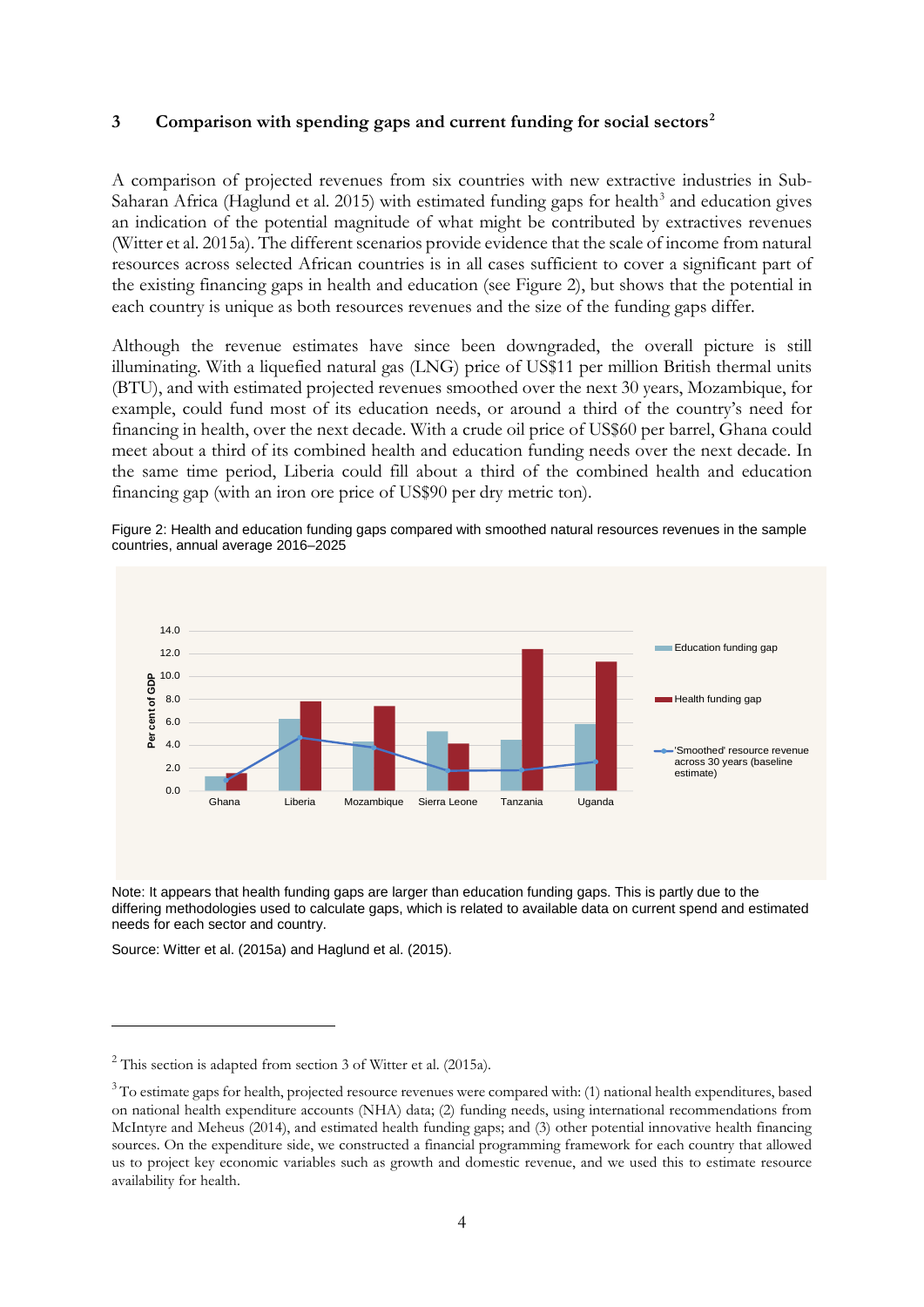## 3 Comparison with spending gaps and current funding for social sectors[2]

A comparison of projected revenues from six countries with new extractive industries in Sub-Saharan Africa (Haglund et al. 2015) with estimated funding gaps for health[3] and education gives an indication of the potential magnitude of what might be contributed by extractives revenues (Witter et al. 2015a). The different scenarios provide evidence that the scale of income from natural resources across selected African countries is in all cases sufficient to cover a significant part of the existing financing gaps in health and education (see Figure 2), but shows that the potential in each country is unique as both resources revenues and the size of the funding gaps differ.

Although the revenue estimates have since been downgraded, the overall picture is still illuminating. With a liquefied natural gas (LNG) price of US$11 per million British thermal units (BTU), and with estimated projected revenues smoothed over the next 30 years, Mozambique, for example, could fund most of its education needs, or around a third of the country's need for financing in health, over the next decade. With a crude oil price of US$60 per barrel, Ghana could meet about a third of its combined health and education funding needs over the next decade. In the same time period, Liberia could fill about a third of the combined health and education financing gap (with an iron ore price of US$90 per dry metric ton).

Figure 2: Health and education funding gaps compared with smoothed natural resources revenues in the sample countries, annual average 2016–2025

Per cent of GDP

14.0
12.0
10.0
8.0
6.0
4.0
2.0
0.0

Ghana
Liberia
Mozambique
Sierra Leone
Tanzania
Uganda

Education funding gap
Health funding gap
'Smoothed' resource revenue across 30 years (baseline estimate)

Note: It appears that health funding gaps are larger than education funding gaps. This is partly due to the differing methodologies used to calculate gaps, which is related to available data on current spend and estimated needs for each sector and country.

Source: Witter et al. (2015a) and Haglund et al. (2015).

---

[2] This section is adapted from section 3 of Witter et al. (2015a).

[3] To estimate gaps for health, projected resource revenues were compared with: (1) national health expenditures, based on national health expenditure accounts (NHA) data; (2) funding needs, using international recommendations from McIntyre and Meheus (2014), and estimated health funding gaps; and (3) other potential innovative health financing sources. On the expenditure side, we constructed a financial programming framework for each country that allowed us to project key economic variables such as growth and domestic revenue, and we used this to estimate resource availability for health.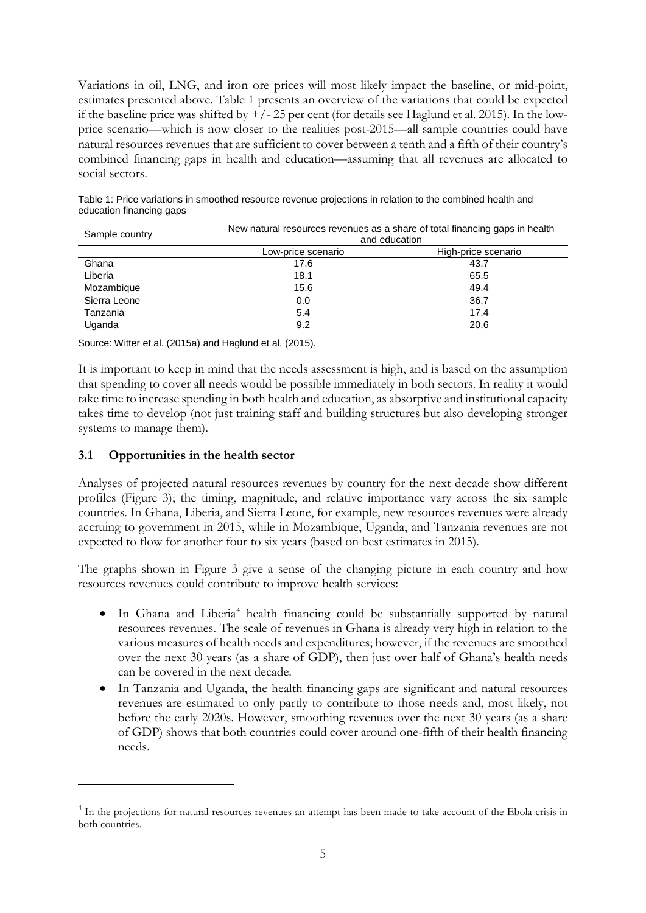Variations in oil, LNG, and iron ore prices will most likely impact the baseline, or mid-point, estimates presented above. Table 1 presents an overview of the variations that could be expected if the baseline price was shifted by +/- 25 per cent (for details see Haglund et al. 2015). In the low-price scenario—which is now closer to the realities post-2015—all sample countries could have natural resources revenues that are sufficient to cover between a tenth and a fifth of their country's combined financing gaps in health and education—assuming that all revenues are allocated to social sectors.

Table 1: Price variations in smoothed resource revenue projections in relation to the combined health and education financing gaps

| Sample country | New natural resources revenues as a share of total financing gaps in health and education | |
|---|---|---|
| | Low-price scenario | High-price scenario |
| Ghana | 17.6 | 43.7 |
| Liberia | 18.1 | 65.5 |
| Mozambique | 15.6 | 49.4 |
| Sierra Leone | 0.0 | 36.7 |
| Tanzania | 5.4 | 17.4 |
| Uganda | 9.2 | 20.6 |

Source: Witter et al. (2015a) and Haglund et al. (2015).

It is important to keep in mind that the needs assessment is high, and is based on the assumption that spending to cover all needs would be possible immediately in both sectors. In reality it would take time to increase spending in both health and education, as absorptive and institutional capacity takes time to develop (not just training staff and building structures but also developing stronger systems to manage them).

### 3.1 Opportunities in the health sector

Analyses of projected natural resources revenues by country for the next decade show different profiles (Figure 3); the timing, magnitude, and relative importance vary across the six sample countries. In Ghana, Liberia, and Sierra Leone, for example, new resources revenues were already accruing to government in 2015, while in Mozambique, Uganda, and Tanzania revenues are not expected to flow for another four to six years (based on best estimates in 2015).

The graphs shown in Figure 3 give a sense of the changing picture in each country and how resources revenues could contribute to improve health services:

- In Ghana and Liberia[4] health financing could be substantially supported by natural resources revenues. The scale of revenues in Ghana is already very high in relation to the various measures of health needs and expenditures; however, if the revenues are smoothed over the next 30 years (as a share of GDP), then just over half of Ghana's health needs can be covered in the next decade.
- In Tanzania and Uganda, the health financing gaps are significant and natural resources revenues are estimated to only partly to contribute to those needs and, most likely, not before the early 2020s. However, smoothing revenues over the next 30 years (as a share of GDP) shows that both countries could cover around one-fifth of their health financing needs.

[4] In the projections for natural resources revenues an attempt has been made to take account of the Ebola crisis in both countries.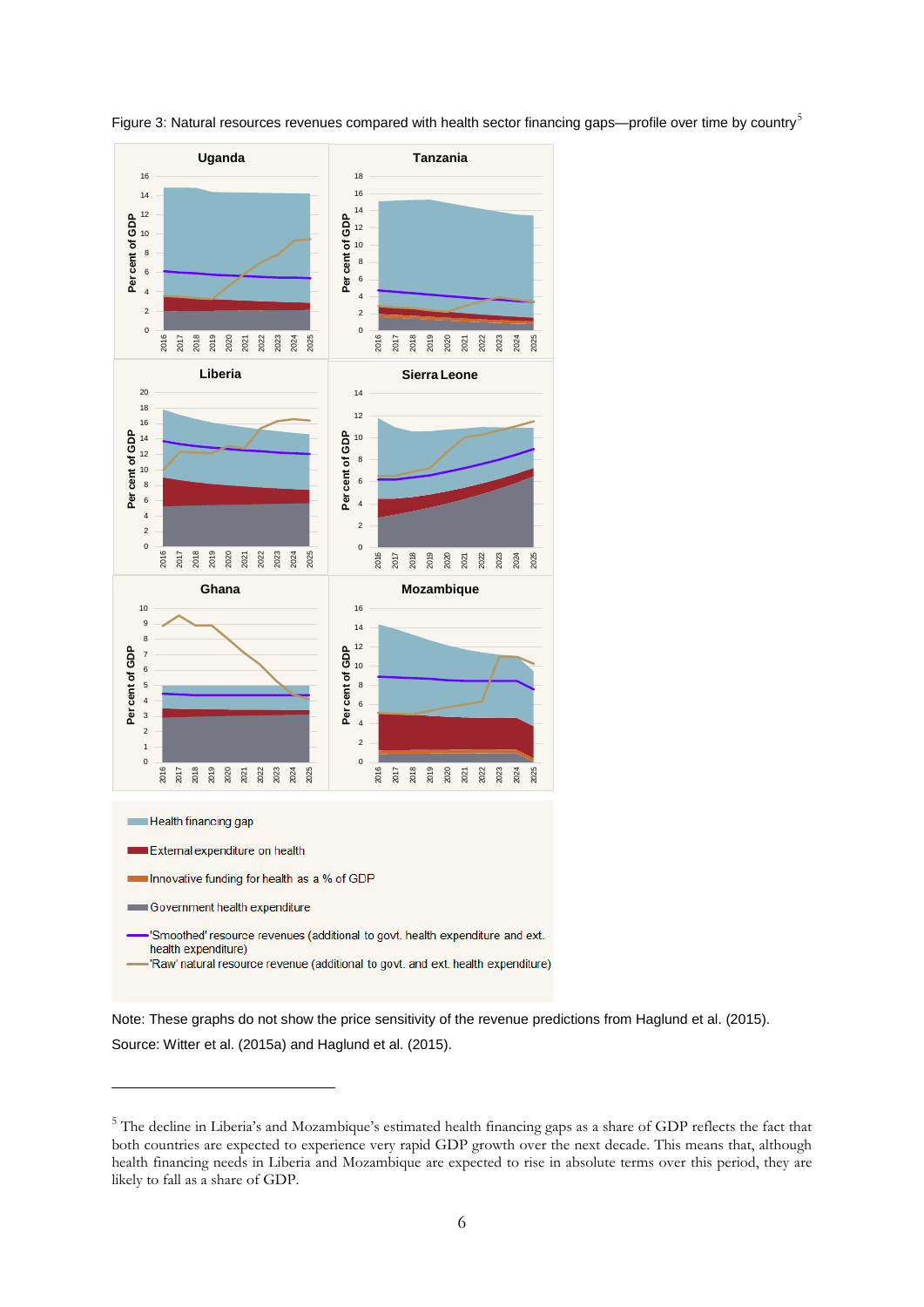Figure 3: Natural resources revenues compared with health sector financing gaps—profile over time by country[5]

Uganda

Per cent of GDP

0 2 4 6 8 10 12 14 16

2016 2017 2018 2019 2020 2021 2022 2023 2024 2025

Tanzania

Per cent of GDP

0 2 4 6 8 10 12 14 16 18

2016 2017 2018 2019 2020 2021 2022 2023 2024 2025

Liberia

Per cent of GDP

0 2 4 6 8 10 12 14 16 18 20

2016 2017 2018 2019 2020 2021 2022 2023 2024 2025

Sierra Leone

Per cent of GDP

0 2 4 6 8 10 12 14

2016 2017 2018 2019 2020 2021 2022 2023 2024 2025

Ghana

Per cent of GDP

0 1 2 3 4 5 6 7 8 9 10

2016 2017 2018 2019 2020 2021 2022 2023 2024 2025

Mozambique

Per cent of GDP

0 2 4 6 8 10 12 14 16

2016 2017 2018 2019 2020 2021 2022 2023 2024 2025

Health financing gap

External expenditure on health

Innovative funding for health as a % of GDP

Government health expenditure

'Smoothed' resource revenues (additional to govt. health expenditure and ext. health expenditure)

'Raw' natural resource revenue (additional to govt. and ext. health expenditure)

Note: These graphs do not show the price sensitivity of the revenue predictions from Haglund et al. (2015).

Source: Witter et al. (2015a) and Haglund et al. (2015).

[5] The decline in Liberia's and Mozambique's estimated health financing gaps as a share of GDP reflects the fact that both countries are expected to experience very rapid GDP growth over the next decade. This means that, although health financing needs in Liberia and Mozambique are expected to rise in absolute terms over this period, they are likely to fall as a share of GDP.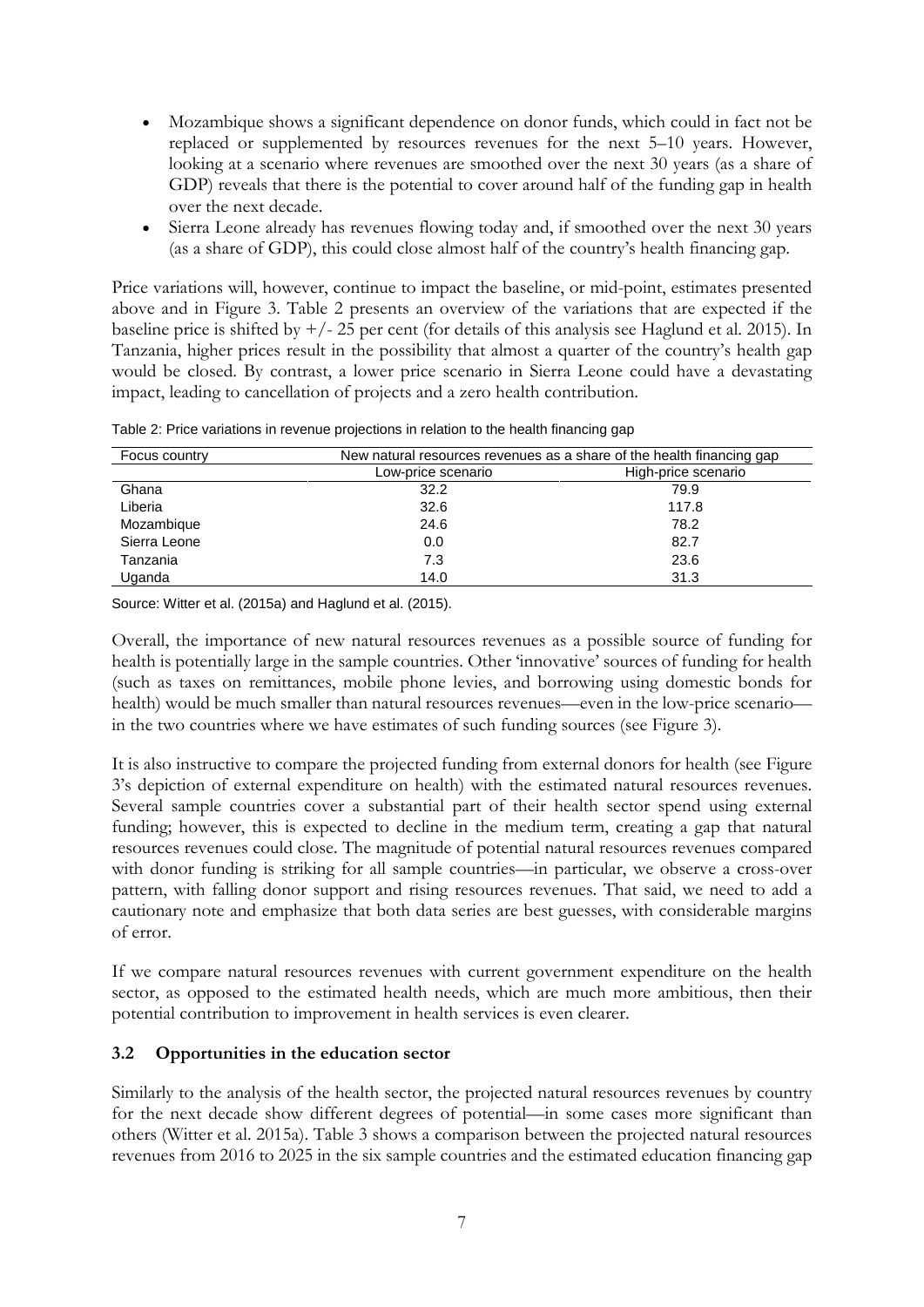- Mozambique shows a significant dependence on donor funds, which could in fact not be replaced or supplemented by resources revenues for the next 5–10 years. However, looking at a scenario where revenues are smoothed over the next 30 years (as a share of GDP) reveals that there is the potential to cover around half of the funding gap in health over the next decade.
- Sierra Leone already has revenues flowing today and, if smoothed over the next 30 years (as a share of GDP), this could close almost half of the country's health financing gap.

Price variations will, however, continue to impact the baseline, or mid-point, estimates presented above and in Figure 3. Table 2 presents an overview of the variations that are expected if the baseline price is shifted by +/- 25 per cent (for details of this analysis see Haglund et al. 2015). In Tanzania, higher prices result in the possibility that almost a quarter of the country's health gap would be closed. By contrast, a lower price scenario in Sierra Leone could have a devastating impact, leading to cancellation of projects and a zero health contribution.

Table 2: Price variations in revenue projections in relation to the health financing gap

| Focus country | New natural resources revenues as a share of the health financing gap | |
|---|---|---|
| | Low-price scenario | High-price scenario |
| Ghana | 32.2 | 79.9 |
| Liberia | 32.6 | 117.8 |
| Mozambique | 24.6 | 78.2 |
| Sierra Leone | 0.0 | 82.7 |
| Tanzania | 7.3 | 23.6 |
| Uganda | 14.0 | 31.3 |

Source: Witter et al. (2015a) and Haglund et al. (2015).

Overall, the importance of new natural resources revenues as a possible source of funding for health is potentially large in the sample countries. Other 'innovative' sources of funding for health (such as taxes on remittances, mobile phone levies, and borrowing using domestic bonds for health) would be much smaller than natural resources revenues—even in the low-price scenario—in the two countries where we have estimates of such funding sources (see Figure 3).

It is also instructive to compare the projected funding from external donors for health (see Figure 3's depiction of external expenditure on health) with the estimated natural resources revenues. Several sample countries cover a substantial part of their health sector spend using external funding; however, this is expected to decline in the medium term, creating a gap that natural resources revenues could close. The magnitude of potential natural resources revenues compared with donor funding is striking for all sample countries—in particular, we observe a cross-over pattern, with falling donor support and rising resources revenues. That said, we need to add a cautionary note and emphasize that both data series are best guesses, with considerable margins of error.

If we compare natural resources revenues with current government expenditure on the health sector, as opposed to the estimated health needs, which are much more ambitious, then their potential contribution to improvement in health services is even clearer.

### 3.2 Opportunities in the education sector

Similarly to the analysis of the health sector, the projected natural resources revenues by country for the next decade show different degrees of potential—in some cases more significant than others (Witter et al. 2015a). Table 3 shows a comparison between the projected natural resources revenues from 2016 to 2025 in the six sample countries and the estimated education financing gap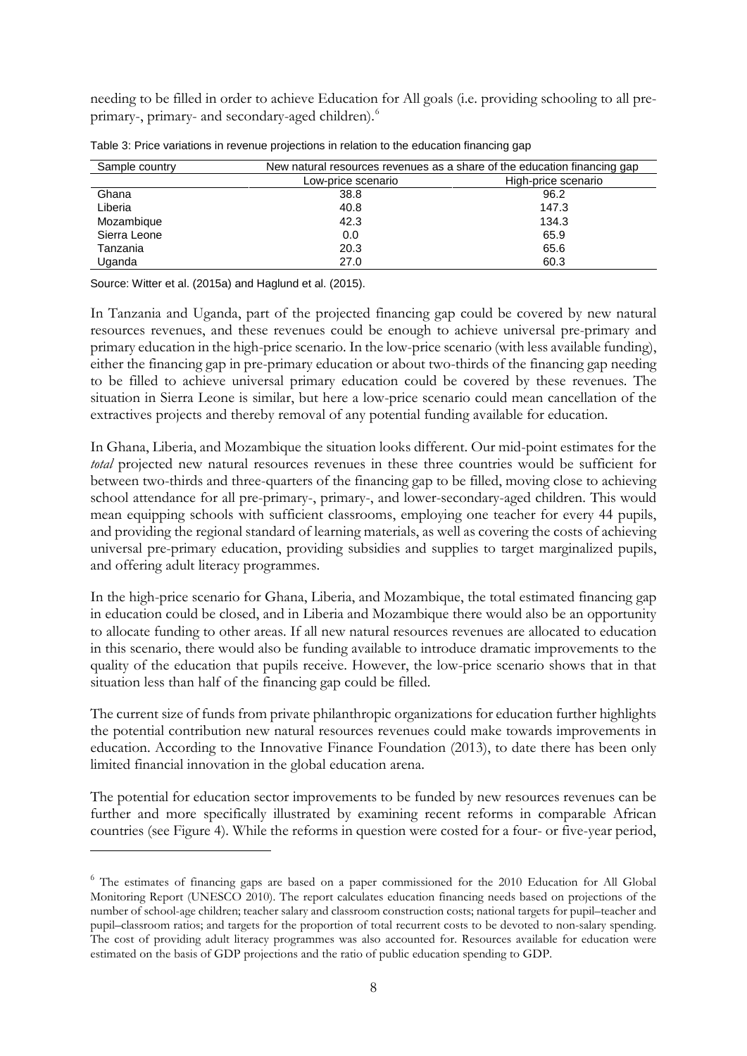needing to be filled in order to achieve Education for All goals (i.e. providing schooling to all pre-primary-, primary- and secondary-aged children).[6]

Table 3: Price variations in revenue projections in relation to the education financing gap

| Sample country | New natural resources revenues as a share of the education financing gap | |
|---|---|---|
| | Low-price scenario | High-price scenario |
| Ghana | 38.8 | 96.2 |
| Liberia | 40.8 | 147.3 |
| Mozambique | 42.3 | 134.3 |
| Sierra Leone | 0.0 | 65.9 |
| Tanzania | 20.3 | 65.6 |
| Uganda | 27.0 | 60.3 |

Source: Witter et al. (2015a) and Haglund et al. (2015).

In Tanzania and Uganda, part of the projected financing gap could be covered by new natural resources revenues, and these revenues could be enough to achieve universal pre-primary and primary education in the high-price scenario. In the low-price scenario (with less available funding), either the financing gap in pre-primary education or about two-thirds of the financing gap needing to be filled to achieve universal primary education could be covered by these revenues. The situation in Sierra Leone is similar, but here a low-price scenario could mean cancellation of the extractives projects and thereby removal of any potential funding available for education.

In Ghana, Liberia, and Mozambique the situation looks different. Our mid-point estimates for the *total* projected new natural resources revenues in these three countries would be sufficient for between two-thirds and three-quarters of the financing gap to be filled, moving close to achieving school attendance for all pre-primary-, primary-, and lower-secondary-aged children. This would mean equipping schools with sufficient classrooms, employing one teacher for every 44 pupils, and providing the regional standard of learning materials, as well as covering the costs of achieving universal pre-primary education, providing subsidies and supplies to target marginalized pupils, and offering adult literacy programmes.

In the high-price scenario for Ghana, Liberia, and Mozambique, the total estimated financing gap in education could be closed, and in Liberia and Mozambique there would also be an opportunity to allocate funding to other areas. If all new natural resources revenues are allocated to education in this scenario, there would also be funding available to introduce dramatic improvements to the quality of the education that pupils receive. However, the low-price scenario shows that in that situation less than half of the financing gap could be filled.

The current size of funds from private philanthropic organizations for education further highlights the potential contribution new natural resources revenues could make towards improvements in education. According to the Innovative Finance Foundation (2013), to date there has been only limited financial innovation in the global education arena.

The potential for education sector improvements to be funded by new resources revenues can be further and more specifically illustrated by examining recent reforms in comparable African countries (see Figure 4). While the reforms in question were costed for a four- or five-year period,

[6] The estimates of financing gaps are based on a paper commissioned for the 2010 Education for All Global Monitoring Report (UNESCO 2010). The report calculates education financing needs based on projections of the number of school-age children; teacher salary and classroom construction costs; national targets for pupil–teacher and pupil–classroom ratios; and targets for the proportion of total recurrent costs to be devoted to non-salary spending. The cost of providing adult literacy programmes was also accounted for. Resources available for education were estimated on the basis of GDP projections and the ratio of public education spending to GDP.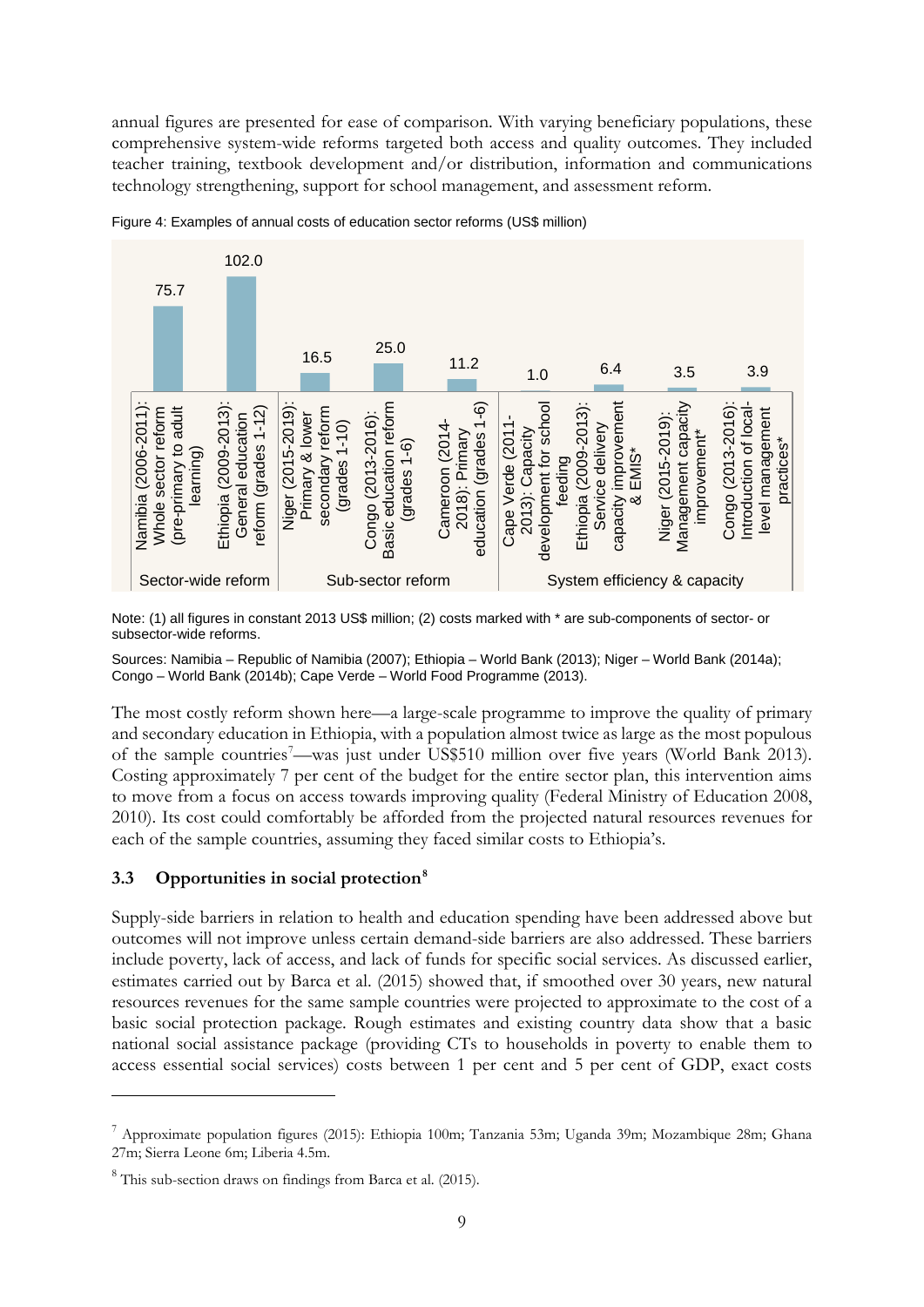annual figures are presented for ease of comparison. With varying beneficiary populations, these comprehensive system-wide reforms targeted both access and quality outcomes. They included teacher training, textbook development and/or distribution, information and communications technology strengthening, support for school management, and assessment reform.

Figure 4: Examples of annual costs of education sector reforms (US$ million)

75.7
102.0
16.5
25.0
11.2
1.0
6.4
3.5
3.9

Namibia (2006-2011): Whole sector reform (pre-primary to adult learning)
Ethiopia (2009-2013): General education reform (grades 1-12)
Niger (2015-2019): Primary & lower secondary reform (grades 1-10)
Congo (2013-2016): Basic education reform (grades 1-6)
Cameroon (2014-2018): Primary education (grades 1-6)
Cape Verde (2011-2013): Capacity development for school feeding
Ethiopia (2009-2013): Service delivery capacity improvement & EMIS*
Niger (2015-2019): Management capacity improvement*
Congo (2013-2016): Introduction of local-level management practices*

Sector-wide reform
Sub-sector reform
System efficiency & capacity

Note: (1) all figures in constant 2013 US$ million; (2) costs marked with * are sub-components of sector- or subsector-wide reforms.

Sources: Namibia – Republic of Namibia (2007); Ethiopia – World Bank (2013); Niger – World Bank (2014a); Congo – World Bank (2014b); Cape Verde – World Food Programme (2013).

The most costly reform shown here—a large-scale programme to improve the quality of primary and secondary education in Ethiopia, with a population almost twice as large as the most populous of the sample countries[7]—was just under US$510 million over five years (World Bank 2013). Costing approximately 7 per cent of the budget for the entire sector plan, this intervention aims to move from a focus on access towards improving quality (Federal Ministry of Education 2008, 2010). Its cost could comfortably be afforded from the projected natural resources revenues for each of the sample countries, assuming they faced similar costs to Ethiopia's.

### 3.3 Opportunities in social protection[8]

Supply-side barriers in relation to health and education spending have been addressed above but outcomes will not improve unless certain demand-side barriers are also addressed. These barriers include poverty, lack of access, and lack of funds for specific social services. As discussed earlier, estimates carried out by Barca et al. (2015) showed that, if smoothed over 30 years, new natural resources revenues for the same sample countries were projected to approximate to the cost of a basic social protection package. Rough estimates and existing country data show that a basic national social assistance package (providing CTs to households in poverty to enable them to access essential social services) costs between 1 per cent and 5 per cent of GDP, exact costs

[7] Approximate population figures (2015): Ethiopia 100m; Tanzania 53m; Uganda 39m; Mozambique 28m; Ghana 27m; Sierra Leone 6m; Liberia 4.5m.

[8] This sub-section draws on findings from Barca et al. (2015).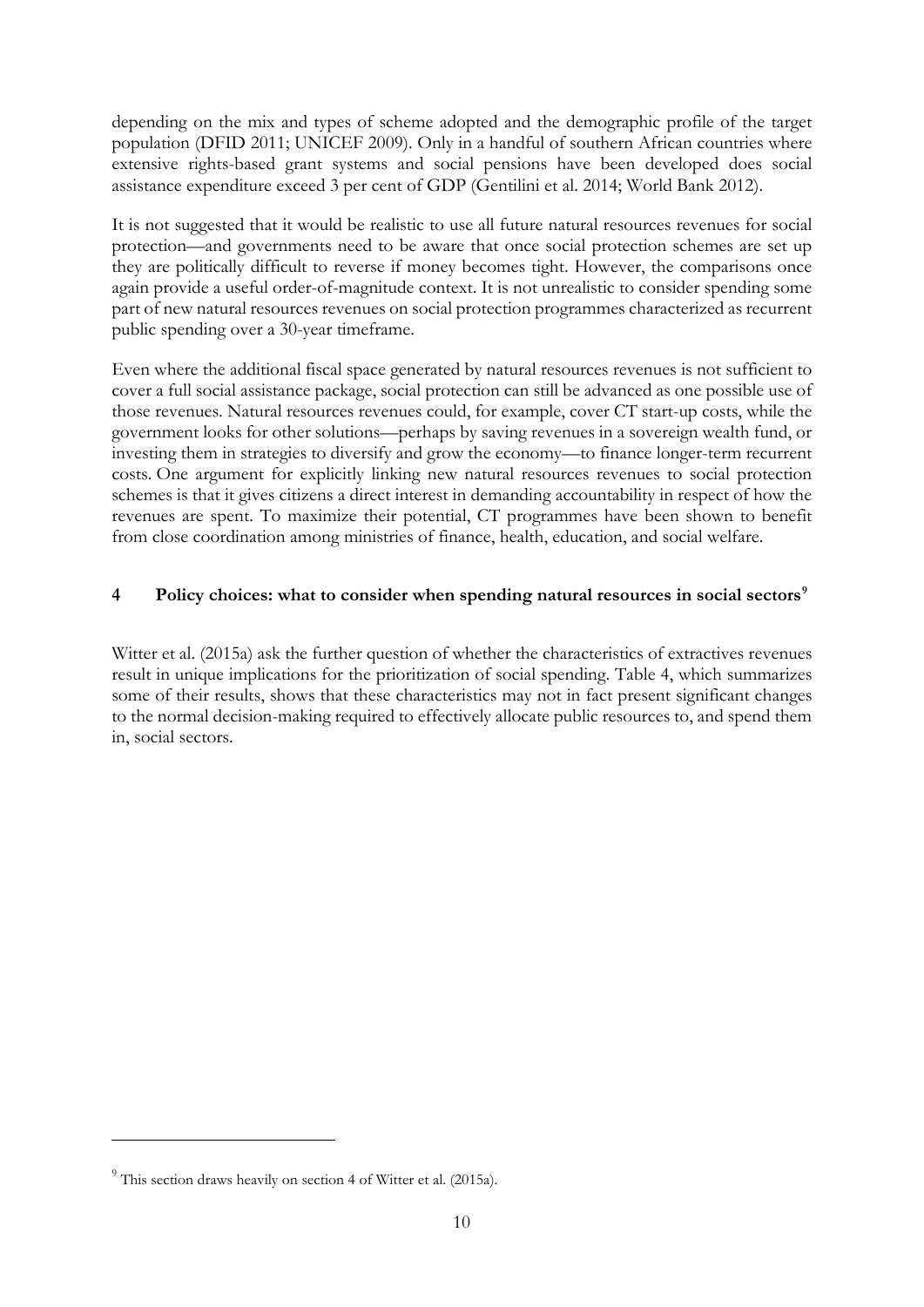depending on the mix and types of scheme adopted and the demographic profile of the target population (DFID 2011; UNICEF 2009). Only in a handful of southern African countries where extensive rights-based grant systems and social pensions have been developed does social assistance expenditure exceed 3 per cent of GDP (Gentilini et al. 2014; World Bank 2012).

It is not suggested that it would be realistic to use all future natural resources revenues for social protection—and governments need to be aware that once social protection schemes are set up they are politically difficult to reverse if money becomes tight. However, the comparisons once again provide a useful order-of-magnitude context. It is not unrealistic to consider spending some part of new natural resources revenues on social protection programmes characterized as recurrent public spending over a 30-year timeframe.

Even where the additional fiscal space generated by natural resources revenues is not sufficient to cover a full social assistance package, social protection can still be advanced as one possible use of those revenues. Natural resources revenues could, for example, cover CT start-up costs, while the government looks for other solutions—perhaps by saving revenues in a sovereign wealth fund, or investing them in strategies to diversify and grow the economy—to finance longer-term recurrent costs. One argument for explicitly linking new natural resources revenues to social protection schemes is that it gives citizens a direct interest in demanding accountability in respect of how the revenues are spent. To maximize their potential, CT programmes have been shown to benefit from close coordination among ministries of finance, health, education, and social welfare.

## 4 Policy choices: what to consider when spending natural resources in social sectors[9]

Witter et al. (2015a) ask the further question of whether the characteristics of extractives revenues result in unique implications for the prioritization of social spending. Table 4, which summarizes some of their results, shows that these characteristics may not in fact present significant changes to the normal decision-making required to effectively allocate public resources to, and spend them in, social sectors.

[9] This section draws heavily on section 4 of Witter et al. (2015a).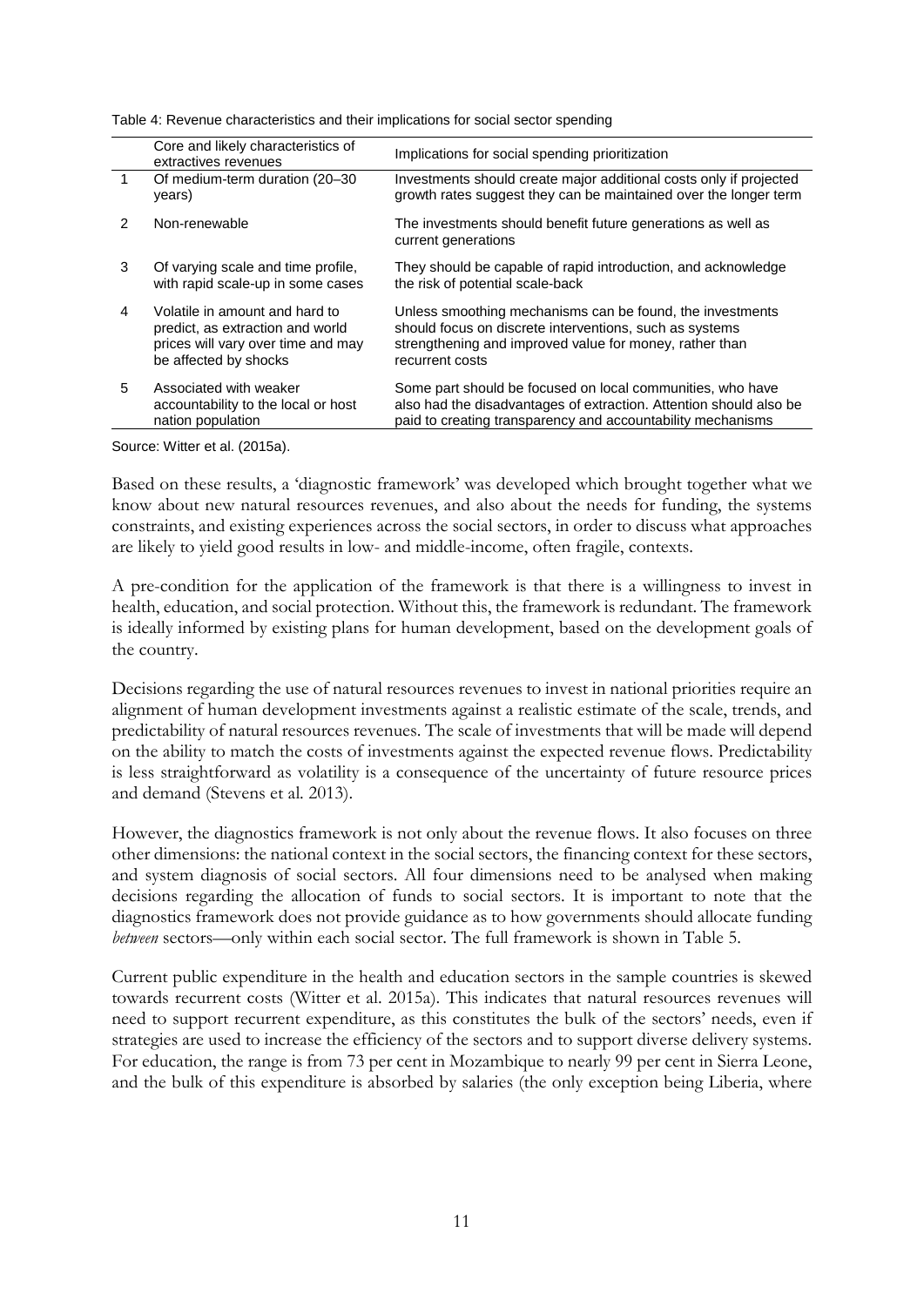Table 4: Revenue characteristics and their implications for social sector spending

| | Core and likely characteristics of extractives revenues | Implications for social spending prioritization |
|---|---|---|
| 1 | Of medium-term duration (20–30 years) | Investments should create major additional costs only if projected growth rates suggest they can be maintained over the longer term |
| 2 | Non-renewable | The investments should benefit future generations as well as current generations |
| 3 | Of varying scale and time profile, with rapid scale-up in some cases | They should be capable of rapid introduction, and acknowledge the risk of potential scale-back |
| 4 | Volatile in amount and hard to predict, as extraction and world prices will vary over time and may be affected by shocks | Unless smoothing mechanisms can be found, the investments should focus on discrete interventions, such as systems strengthening and improved value for money, rather than recurrent costs |
| 5 | Associated with weaker accountability to the local or host nation population | Some part should be focused on local communities, who have also had the disadvantages of extraction. Attention should also be paid to creating transparency and accountability mechanisms |

Source: Witter et al. (2015a).

Based on these results, a 'diagnostic framework' was developed which brought together what we know about new natural resources revenues, and also about the needs for funding, the systems constraints, and existing experiences across the social sectors, in order to discuss what approaches are likely to yield good results in low- and middle-income, often fragile, contexts.

A pre-condition for the application of the framework is that there is a willingness to invest in health, education, and social protection. Without this, the framework is redundant. The framework is ideally informed by existing plans for human development, based on the development goals of the country.

Decisions regarding the use of natural resources revenues to invest in national priorities require an alignment of human development investments against a realistic estimate of the scale, trends, and predictability of natural resources revenues. The scale of investments that will be made will depend on the ability to match the costs of investments against the expected revenue flows. Predictability is less straightforward as volatility is a consequence of the uncertainty of future resource prices and demand (Stevens et al. 2013).

However, the diagnostics framework is not only about the revenue flows. It also focuses on three other dimensions: the national context in the social sectors, the financing context for these sectors, and system diagnosis of social sectors. All four dimensions need to be analysed when making decisions regarding the allocation of funds to social sectors. It is important to note that the diagnostics framework does not provide guidance as to how governments should allocate funding *between* sectors—only within each social sector. The full framework is shown in Table 5.

Current public expenditure in the health and education sectors in the sample countries is skewed towards recurrent costs (Witter et al. 2015a). This indicates that natural resources revenues will need to support recurrent expenditure, as this constitutes the bulk of the sectors' needs, even if strategies are used to increase the efficiency of the sectors and to support diverse delivery systems. For education, the range is from 73 per cent in Mozambique to nearly 99 per cent in Sierra Leone, and the bulk of this expenditure is absorbed by salaries (the only exception being Liberia, where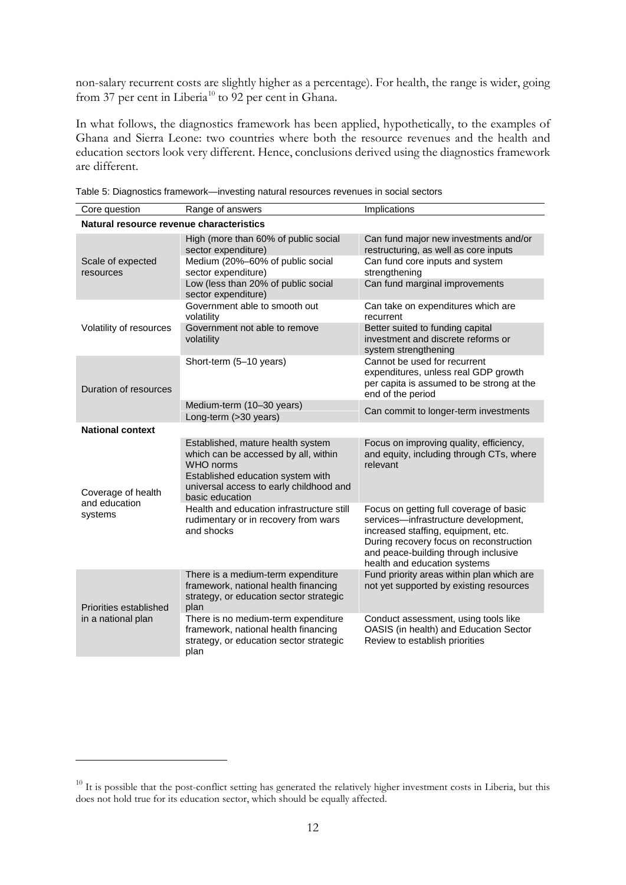non-salary recurrent costs are slightly higher as a percentage). For health, the range is wider, going from 37 per cent in Liberia[10] to 92 per cent in Ghana.

In what follows, the diagnostics framework has been applied, hypothetically, to the examples of Ghana and Sierra Leone: two countries where both the resource revenues and the health and education sectors look very different. Hence, conclusions derived using the diagnostics framework are different.

Table 5: Diagnostics framework—investing natural resources revenues in social sectors

| Core question | Range of answers | Implications |
|---|---|---|
| **Natural resource revenue characteristics** | | |
| Scale of expected resources | High (more than 60% of public social sector expenditure) | Can fund major new investments and/or restructuring, as well as core inputs |
| | Medium (20%–60% of public social sector expenditure) | Can fund core inputs and system strengthening |
| | Low (less than 20% of public social sector expenditure) | Can fund marginal improvements |
| Volatility of resources | Government able to smooth out volatility | Can take on expenditures which are recurrent |
| | Government not able to remove volatility | Better suited to funding capital investment and discrete reforms or system strengthening |
| Duration of resources | Short-term (5–10 years) | Cannot be used for recurrent expenditures, unless real GDP growth per capita is assumed to be strong at the end of the period |
| | Medium-term (10–30 years) | Can commit to longer-term investments |
| | Long-term (>30 years) | |
| **National context** | | |
| Coverage of health and education systems | Established, mature health system which can be accessed by all, within WHO norms<br>Established education system with universal access to early childhood and basic education | Focus on improving quality, efficiency, and equity, including through CTs, where relevant |
| | Health and education infrastructure still rudimentary or in recovery from wars and shocks | Focus on getting full coverage of basic services—infrastructure development, increased staffing, equipment, etc.<br>During recovery focus on reconstruction and peace-building through inclusive health and education systems |
| Priorities established in a national plan | There is a medium-term expenditure framework, national health financing strategy, or education sector strategic plan | Fund priority areas within plan which are not yet supported by existing resources |
| | There is no medium-term expenditure framework, national health financing strategy, or education sector strategic plan | Conduct assessment, using tools like OASIS (in health) and Education Sector Review to establish priorities |

[10] It is possible that the post-conflict setting has generated the relatively higher investment costs in Liberia, but this does not hold true for its education sector, which should be equally affected.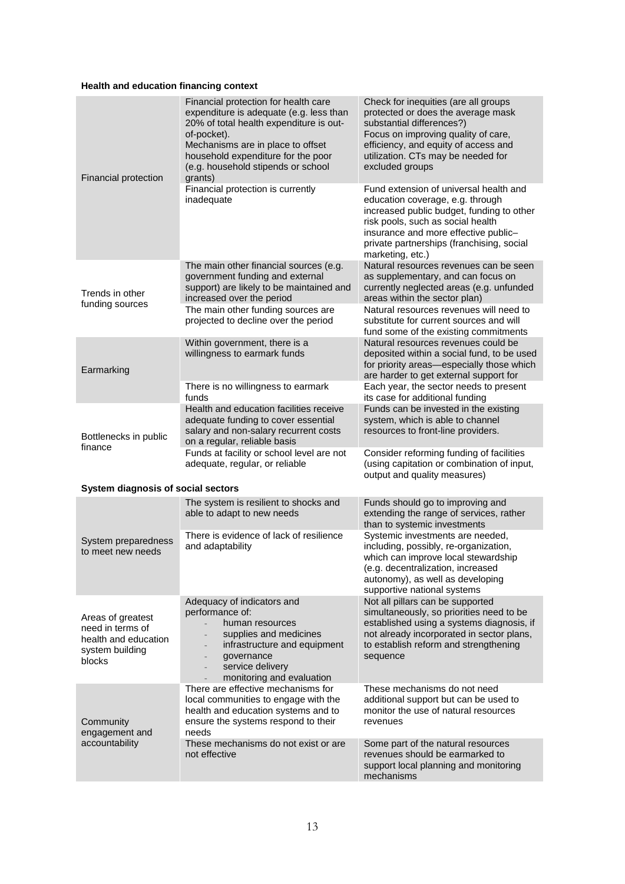**Health and education financing context**

| | | |
|---|---|---|
| Financial protection | Financial protection for health care expenditure is adequate (e.g. less than 20% of total health expenditure is out-of-pocket).<br>Mechanisms are in place to offset household expenditure for the poor (e.g. household stipends or school grants) | Check for inequities (are all groups protected or does the average mask substantial differences?)<br>Focus on improving quality of care, efficiency, and equity of access and utilization. CTs may be needed for excluded groups |
| | Financial protection is currently inadequate | Fund extension of universal health and education coverage, e.g. through increased public budget, funding to other risk pools, such as social health insurance and more effective public–private partnerships (franchising, social marketing, etc.) |
| Trends in other funding sources | The main other financial sources (e.g. government funding and external support) are likely to be maintained and increased over the period | Natural resources revenues can be seen as supplementary, and can focus on currently neglected areas (e.g. unfunded areas within the sector plan) |
| | The main other funding sources are projected to decline over the period | Natural resources revenues will need to substitute for current sources and will fund some of the existing commitments |
| Earmarking | Within government, there is a willingness to earmark funds | Natural resources revenues could be deposited within a social fund, to be used for priority areas—especially those which are harder to get external support for |
| | There is no willingness to earmark funds | Each year, the sector needs to present its case for additional funding |
| Bottlenecks in public finance | Health and education facilities receive adequate funding to cover essential salary and non-salary recurrent costs on a regular, reliable basis | Funds can be invested in the existing system, which is able to channel resources to front-line providers. |
| | Funds at facility or school level are not adequate, regular, or reliable | Consider reforming funding of facilities (using capitation or combination of input, output and quality measures) |

**System diagnosis of social sectors**

| | | |
|---|---|---|
| System preparedness to meet new needs | The system is resilient to shocks and able to adapt to new needs | Funds should go to improving and extending the range of services, rather than to systemic investments |
| | There is evidence of lack of resilience and adaptability | Systemic investments are needed, including, possibly, re-organization, which can improve local stewardship (e.g. decentralization, increased autonomy), as well as developing supportive national systems |
| Areas of greatest need in terms of health and education system building blocks | Adequacy of indicators and performance of:<br>- human resources<br>- supplies and medicines<br>- infrastructure and equipment<br>- governance<br>- service delivery<br>- monitoring and evaluation | Not all pillars can be supported simultaneously, so priorities need to be established using a systems diagnosis, if not already incorporated in sector plans, to establish reform and strengthening sequence |
| Community engagement and accountability | There are effective mechanisms for local communities to engage with the health and education systems and to ensure the systems respond to their needs | These mechanisms do not need additional support but can be used to monitor the use of natural resources revenues |
| | These mechanisms do not exist or are not effective | Some part of the natural resources revenues should be earmarked to support local planning and monitoring mechanisms |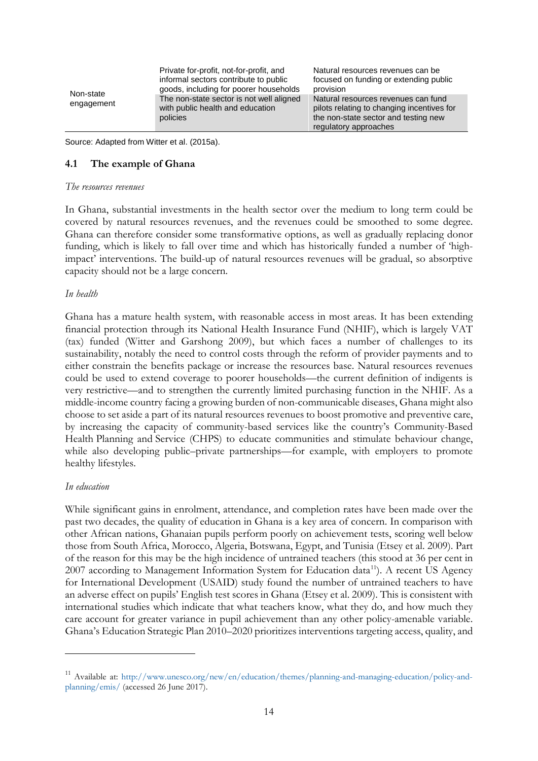| | | |
|---|---|---|
| Non-state engagement | Private for-profit, not-for-profit, and informal sectors contribute to public goods, including for poorer households | Natural resources revenues can be focused on funding or extending public provision |
| | The non-state sector is not well aligned with public health and education policies | Natural resources revenues can fund pilots relating to changing incentives for the non-state sector and testing new regulatory approaches |

Source: Adapted from Witter et al. (2015a).

## 4.1 The example of Ghana

*The resources revenues*

In Ghana, substantial investments in the health sector over the medium to long term could be covered by natural resources revenues, and the revenues could be smoothed to some degree. Ghana can therefore consider some transformative options, as well as gradually replacing donor funding, which is likely to fall over time and which has historically funded a number of 'high-impact' interventions. The build-up of natural resources revenues will be gradual, so absorptive capacity should not be a large concern.

*In health*

Ghana has a mature health system, with reasonable access in most areas. It has been extending financial protection through its National Health Insurance Fund (NHIF), which is largely VAT (tax) funded (Witter and Garshong 2009), but which faces a number of challenges to its sustainability, notably the need to control costs through the reform of provider payments and to either constrain the benefits package or increase the resources base. Natural resources revenues could be used to extend coverage to poorer households—the current definition of indigents is very restrictive—and to strengthen the currently limited purchasing function in the NHIF. As a middle-income country facing a growing burden of non-communicable diseases, Ghana might also choose to set aside a part of its natural resources revenues to boost promotive and preventive care, by increasing the capacity of community-based services like the country's Community-Based Health Planning and Service (CHPS) to educate communities and stimulate behaviour change, while also developing public–private partnerships—for example, with employers to promote healthy lifestyles.

*In education*

While significant gains in enrolment, attendance, and completion rates have been made over the past two decades, the quality of education in Ghana is a key area of concern. In comparison with other African nations, Ghanaian pupils perform poorly on achievement tests, scoring well below those from South Africa, Morocco, Algeria, Botswana, Egypt, and Tunisia (Etsey et al. 2009). Part of the reason for this may be the high incidence of untrained teachers (this stood at 36 per cent in 2007 according to Management Information System for Education data[11]). A recent US Agency for International Development (USAID) study found the number of untrained teachers to have an adverse effect on pupils' English test scores in Ghana (Etsey et al. 2009). This is consistent with international studies which indicate that what teachers know, what they do, and how much they care account for greater variance in pupil achievement than any other policy-amenable variable. Ghana's Education Strategic Plan 2010–2020 prioritizes interventions targeting access, quality, and

[11] Available at: http://www.unesco.org/new/en/education/themes/planning-and-managing-education/policy-and-planning/emis/ (accessed 26 June 2017).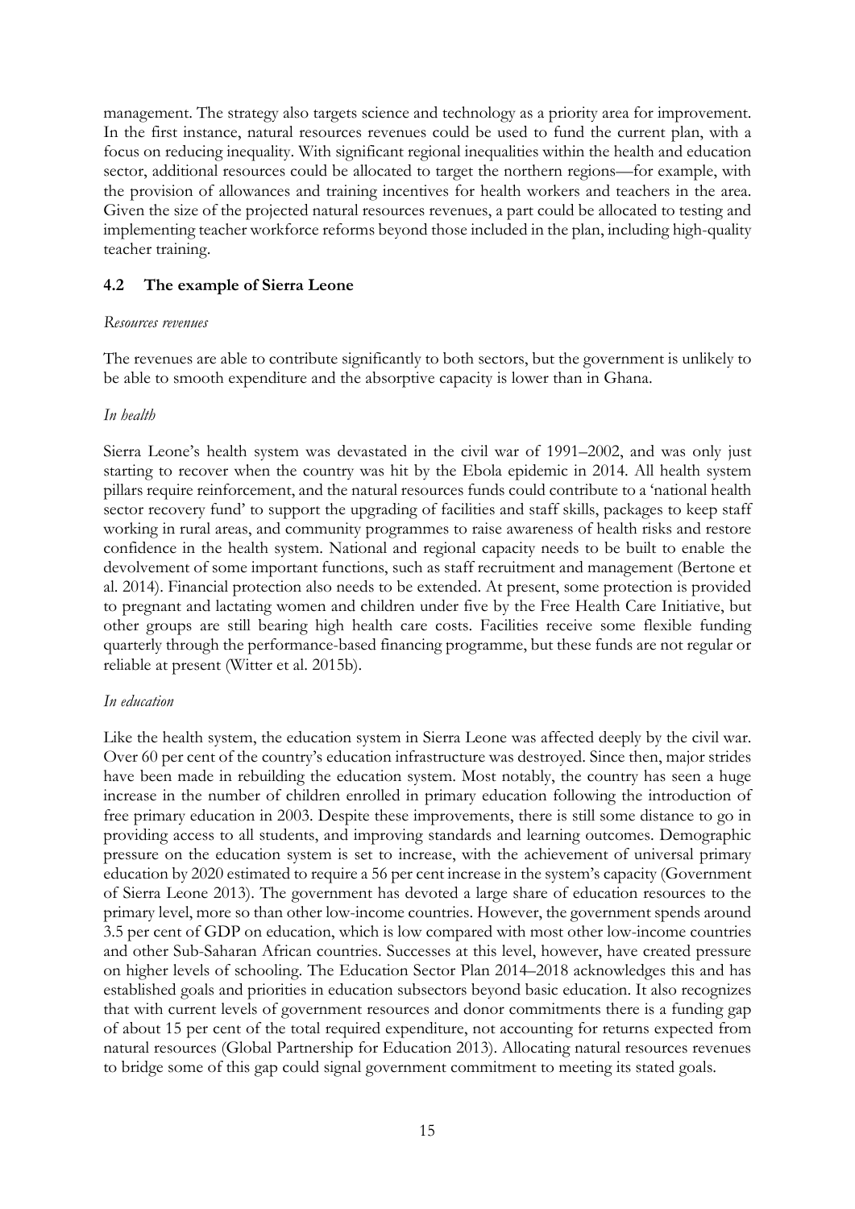management. The strategy also targets science and technology as a priority area for improvement. In the first instance, natural resources revenues could be used to fund the current plan, with a focus on reducing inequality. With significant regional inequalities within the health and education sector, additional resources could be allocated to target the northern regions—for example, with the provision of allowances and training incentives for health workers and teachers in the area. Given the size of the projected natural resources revenues, a part could be allocated to testing and implementing teacher workforce reforms beyond those included in the plan, including high-quality teacher training.

### 4.2 The example of Sierra Leone

*Resources revenues*

The revenues are able to contribute significantly to both sectors, but the government is unlikely to be able to smooth expenditure and the absorptive capacity is lower than in Ghana.

*In health*

Sierra Leone's health system was devastated in the civil war of 1991–2002, and was only just starting to recover when the country was hit by the Ebola epidemic in 2014. All health system pillars require reinforcement, and the natural resources funds could contribute to a 'national health sector recovery fund' to support the upgrading of facilities and staff skills, packages to keep staff working in rural areas, and community programmes to raise awareness of health risks and restore confidence in the health system. National and regional capacity needs to be built to enable the devolvement of some important functions, such as staff recruitment and management (Bertone et al. 2014). Financial protection also needs to be extended. At present, some protection is provided to pregnant and lactating women and children under five by the Free Health Care Initiative, but other groups are still bearing high health care costs. Facilities receive some flexible funding quarterly through the performance-based financing programme, but these funds are not regular or reliable at present (Witter et al. 2015b).

*In education*

Like the health system, the education system in Sierra Leone was affected deeply by the civil war. Over 60 per cent of the country's education infrastructure was destroyed. Since then, major strides have been made in rebuilding the education system. Most notably, the country has seen a huge increase in the number of children enrolled in primary education following the introduction of free primary education in 2003. Despite these improvements, there is still some distance to go in providing access to all students, and improving standards and learning outcomes. Demographic pressure on the education system is set to increase, with the achievement of universal primary education by 2020 estimated to require a 56 per cent increase in the system's capacity (Government of Sierra Leone 2013). The government has devoted a large share of education resources to the primary level, more so than other low-income countries. However, the government spends around 3.5 per cent of GDP on education, which is low compared with most other low-income countries and other Sub-Saharan African countries. Successes at this level, however, have created pressure on higher levels of schooling. The Education Sector Plan 2014–2018 acknowledges this and has established goals and priorities in education subsectors beyond basic education. It also recognizes that with current levels of government resources and donor commitments there is a funding gap of about 15 per cent of the total required expenditure, not accounting for returns expected from natural resources (Global Partnership for Education 2013). Allocating natural resources revenues to bridge some of this gap could signal government commitment to meeting its stated goals.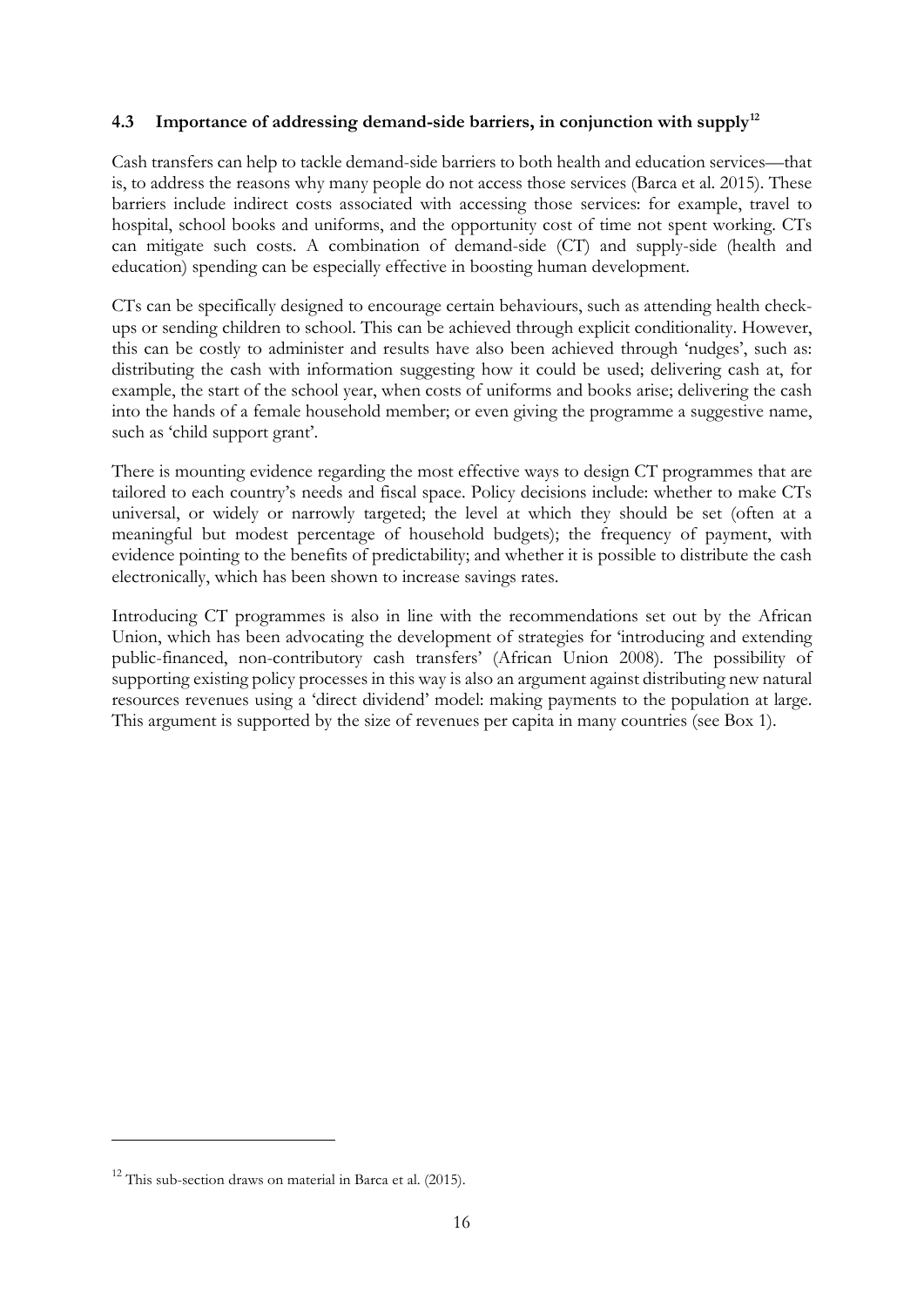### 4.3 Importance of addressing demand-side barriers, in conjunction with supply[12]

Cash transfers can help to tackle demand-side barriers to both health and education services—that is, to address the reasons why many people do not access those services (Barca et al. 2015). These barriers include indirect costs associated with accessing those services: for example, travel to hospital, school books and uniforms, and the opportunity cost of time not spent working. CTs can mitigate such costs. A combination of demand-side (CT) and supply-side (health and education) spending can be especially effective in boosting human development.

CTs can be specifically designed to encourage certain behaviours, such as attending health check-ups or sending children to school. This can be achieved through explicit conditionality. However, this can be costly to administer and results have also been achieved through 'nudges', such as: distributing the cash with information suggesting how it could be used; delivering cash at, for example, the start of the school year, when costs of uniforms and books arise; delivering the cash into the hands of a female household member; or even giving the programme a suggestive name, such as 'child support grant'.

There is mounting evidence regarding the most effective ways to design CT programmes that are tailored to each country's needs and fiscal space. Policy decisions include: whether to make CTs universal, or widely or narrowly targeted; the level at which they should be set (often at a meaningful but modest percentage of household budgets); the frequency of payment, with evidence pointing to the benefits of predictability; and whether it is possible to distribute the cash electronically, which has been shown to increase savings rates.

Introducing CT programmes is also in line with the recommendations set out by the African Union, which has been advocating the development of strategies for 'introducing and extending public-financed, non-contributory cash transfers' (African Union 2008). The possibility of supporting existing policy processes in this way is also an argument against distributing new natural resources revenues using a 'direct dividend' model: making payments to the population at large. This argument is supported by the size of revenues per capita in many countries (see Box 1).

---

[12] This sub-section draws on material in Barca et al. (2015).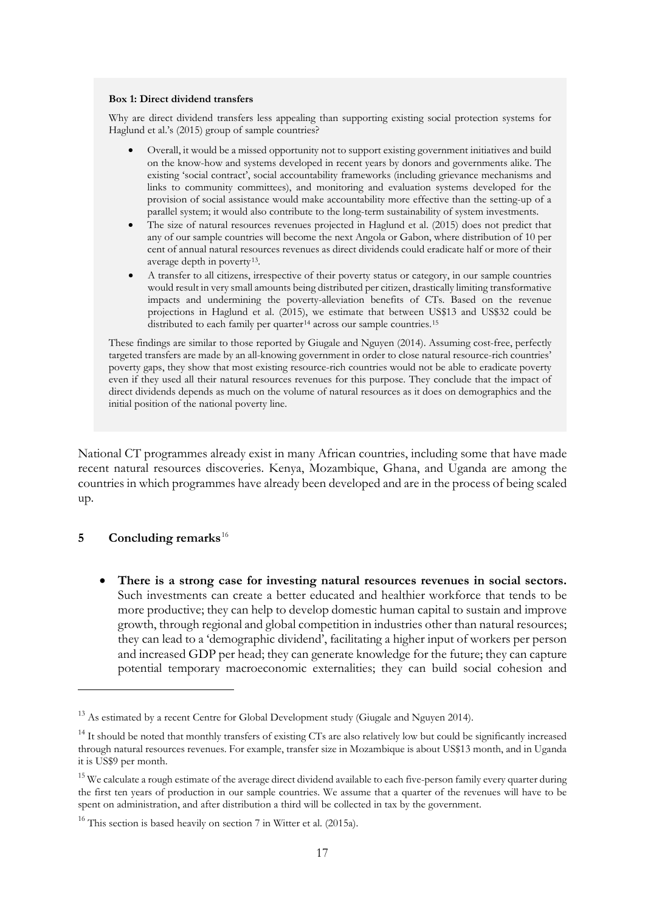**Box 1: Direct dividend transfers**

Why are direct dividend transfers less appealing than supporting existing social protection systems for Haglund et al.'s (2015) group of sample countries?

- Overall, it would be a missed opportunity not to support existing government initiatives and build on the know-how and systems developed in recent years by donors and governments alike. The existing 'social contract', social accountability frameworks (including grievance mechanisms and links to community committees), and monitoring and evaluation systems developed for the provision of social assistance would make accountability more effective than the setting-up of a parallel system; it would also contribute to the long-term sustainability of system investments.
- The size of natural resources revenues projected in Haglund et al. (2015) does not predict that any of our sample countries will become the next Angola or Gabon, where distribution of 10 per cent of annual natural resources revenues as direct dividends could eradicate half or more of their average depth in poverty[13].
- A transfer to all citizens, irrespective of their poverty status or category, in our sample countries would result in very small amounts being distributed per citizen, drastically limiting transformative impacts and undermining the poverty-alleviation benefits of CTs. Based on the revenue projections in Haglund et al. (2015), we estimate that between US$13 and US$32 could be distributed to each family per quarter[14] across our sample countries.[15]

These findings are similar to those reported by Giugale and Nguyen (2014). Assuming cost-free, perfectly targeted transfers are made by an all-knowing government in order to close natural resource-rich countries' poverty gaps, they show that most existing resource-rich countries would not be able to eradicate poverty even if they used all their natural resources revenues for this purpose. They conclude that the impact of direct dividends depends as much on the volume of natural resources as it does on demographics and the initial position of the national poverty line.

National CT programmes already exist in many African countries, including some that have made recent natural resources discoveries. Kenya, Mozambique, Ghana, and Uganda are among the countries in which programmes have already been developed and are in the process of being scaled up.

## 5 Concluding remarks[16]

- **There is a strong case for investing natural resources revenues in social sectors.** Such investments can create a better educated and healthier workforce that tends to be more productive; they can help to develop domestic human capital to sustain and improve growth, through regional and global competition in industries other than natural resources; they can lead to a 'demographic dividend', facilitating a higher input of workers per person and increased GDP per head; they can generate knowledge for the future; they can capture potential temporary macroeconomic externalities; they can build social cohesion and

---

[13] As estimated by a recent Centre for Global Development study (Giugale and Nguyen 2014).

[14] It should be noted that monthly transfers of existing CTs are also relatively low but could be significantly increased through natural resources revenues. For example, transfer size in Mozambique is about US$13 month, and in Uganda it is US$9 per month.

[15] We calculate a rough estimate of the average direct dividend available to each five-person family every quarter during the first ten years of production in our sample countries. We assume that a quarter of the revenues will have to be spent on administration, and after distribution a third will be collected in tax by the government.

[16] This section is based heavily on section 7 in Witter et al. (2015a).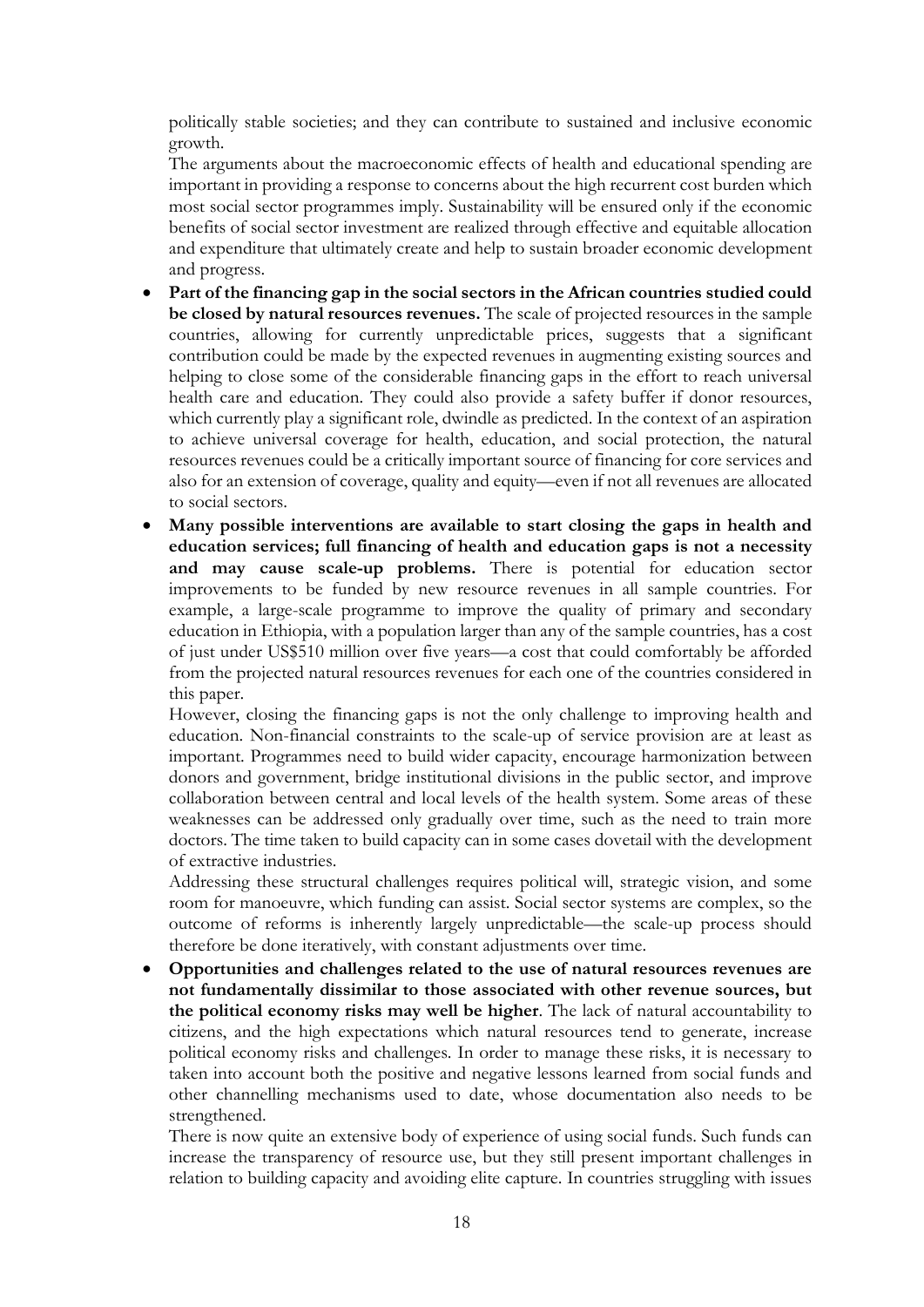politically stable societies; and they can contribute to sustained and inclusive economic growth.

The arguments about the macroeconomic effects of health and educational spending are important in providing a response to concerns about the high recurrent cost burden which most social sector programmes imply. Sustainability will be ensured only if the economic benefits of social sector investment are realized through effective and equitable allocation and expenditure that ultimately create and help to sustain broader economic development and progress.

- **Part of the financing gap in the social sectors in the African countries studied could be closed by natural resources revenues.** The scale of projected resources in the sample countries, allowing for currently unpredictable prices, suggests that a significant contribution could be made by the expected revenues in augmenting existing sources and helping to close some of the considerable financing gaps in the effort to reach universal health care and education. They could also provide a safety buffer if donor resources, which currently play a significant role, dwindle as predicted. In the context of an aspiration to achieve universal coverage for health, education, and social protection, the natural resources revenues could be a critically important source of financing for core services and also for an extension of coverage, quality and equity—even if not all revenues are allocated to social sectors.
- **Many possible interventions are available to start closing the gaps in health and education services; full financing of health and education gaps is not a necessity and may cause scale-up problems.** There is potential for education sector improvements to be funded by new resource revenues in all sample countries. For example, a large-scale programme to improve the quality of primary and secondary education in Ethiopia, with a population larger than any of the sample countries, has a cost of just under US$510 million over five years—a cost that could comfortably be afforded from the projected natural resources revenues for each one of the countries considered in this paper.

  However, closing the financing gaps is not the only challenge to improving health and education. Non-financial constraints to the scale-up of service provision are at least as important. Programmes need to build wider capacity, encourage harmonization between donors and government, bridge institutional divisions in the public sector, and improve collaboration between central and local levels of the health system. Some areas of these weaknesses can be addressed only gradually over time, such as the need to train more doctors. The time taken to build capacity can in some cases dovetail with the development of extractive industries.

  Addressing these structural challenges requires political will, strategic vision, and some room for manoeuvre, which funding can assist. Social sector systems are complex, so the outcome of reforms is inherently largely unpredictable—the scale-up process should therefore be done iteratively, with constant adjustments over time.
- **Opportunities and challenges related to the use of natural resources revenues are not fundamentally dissimilar to those associated with other revenue sources, but the political economy risks may well be higher**. The lack of natural accountability to citizens, and the high expectations which natural resources tend to generate, increase political economy risks and challenges. In order to manage these risks, it is necessary to taken into account both the positive and negative lessons learned from social funds and other channelling mechanisms used to date, whose documentation also needs to be strengthened.

  There is now quite an extensive body of experience of using social funds. Such funds can increase the transparency of resource use, but they still present important challenges in relation to building capacity and avoiding elite capture. In countries struggling with issues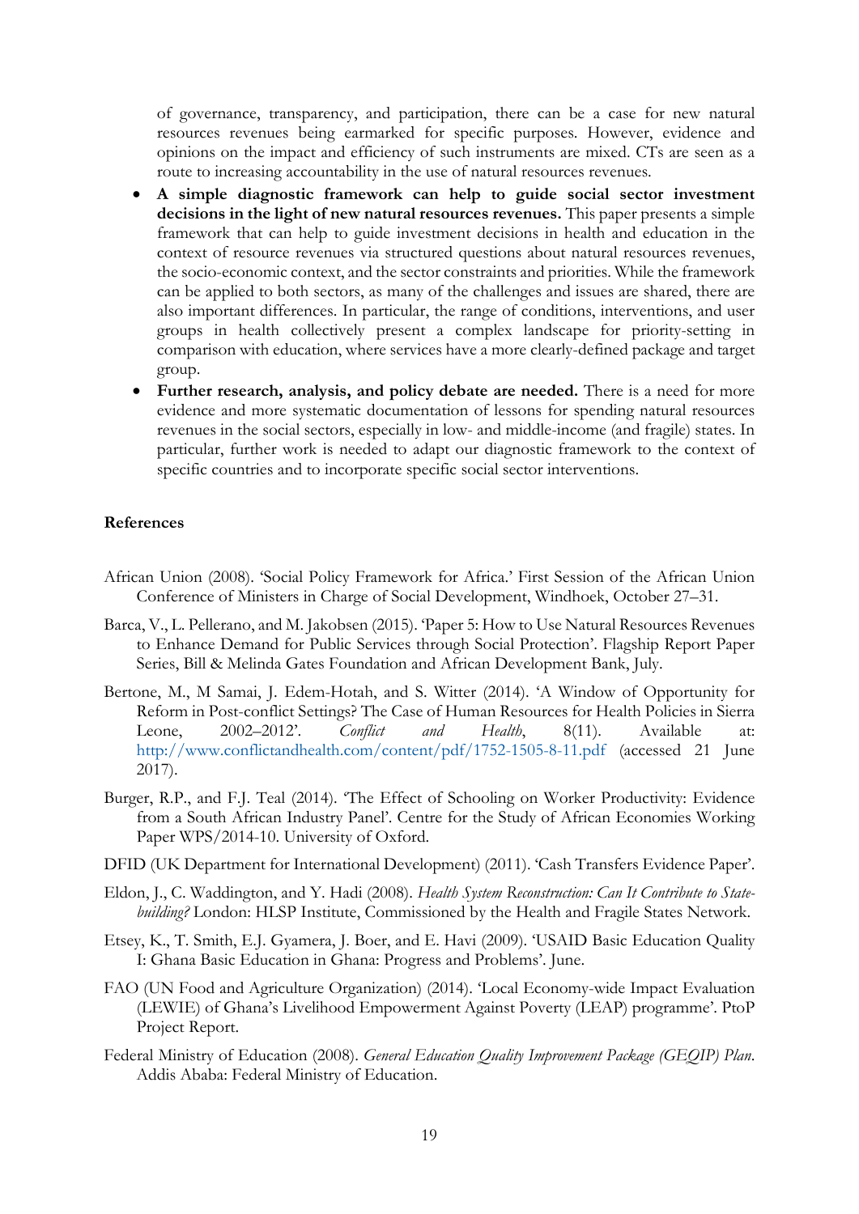of governance, transparency, and participation, there can be a case for new natural resources revenues being earmarked for specific purposes. However, evidence and opinions on the impact and efficiency of such instruments are mixed. CTs are seen as a route to increasing accountability in the use of natural resources revenues.

- **A simple diagnostic framework can help to guide social sector investment decisions in the light of new natural resources revenues.** This paper presents a simple framework that can help to guide investment decisions in health and education in the context of resource revenues via structured questions about natural resources revenues, the socio-economic context, and the sector constraints and priorities. While the framework can be applied to both sectors, as many of the challenges and issues are shared, there are also important differences. In particular, the range of conditions, interventions, and user groups in health collectively present a complex landscape for priority-setting in comparison with education, where services have a more clearly-defined package and target group.
- **Further research, analysis, and policy debate are needed.** There is a need for more evidence and more systematic documentation of lessons for spending natural resources revenues in the social sectors, especially in low- and middle-income (and fragile) states. In particular, further work is needed to adapt our diagnostic framework to the context of specific countries and to incorporate specific social sector interventions.

**References**

African Union (2008). 'Social Policy Framework for Africa.' First Session of the African Union Conference of Ministers in Charge of Social Development, Windhoek, October 27–31.

Barca, V., L. Pellerano, and M. Jakobsen (2015). 'Paper 5: How to Use Natural Resources Revenues to Enhance Demand for Public Services through Social Protection'. Flagship Report Paper Series, Bill & Melinda Gates Foundation and African Development Bank, July.

Bertone, M., M Samai, J. Edem-Hotah, and S. Witter (2014). 'A Window of Opportunity for Reform in Post-conflict Settings? The Case of Human Resources for Health Policies in Sierra Leone, 2002–2012'. *Conflict and Health*, 8(11). Available at: http://www.conflictandhealth.com/content/pdf/1752-1505-8-11.pdf (accessed 21 June 2017).

Burger, R.P., and F.J. Teal (2014). 'The Effect of Schooling on Worker Productivity: Evidence from a South African Industry Panel'. Centre for the Study of African Economies Working Paper WPS/2014-10. University of Oxford.

DFID (UK Department for International Development) (2011). 'Cash Transfers Evidence Paper'.

Eldon, J., C. Waddington, and Y. Hadi (2008). *Health System Reconstruction: Can It Contribute to State-building?* London: HLSP Institute, Commissioned by the Health and Fragile States Network.

Etsey, K., T. Smith, E.J. Gyamera, J. Boer, and E. Havi (2009). 'USAID Basic Education Quality I: Ghana Basic Education in Ghana: Progress and Problems'. June.

FAO (UN Food and Agriculture Organization) (2014). 'Local Economy-wide Impact Evaluation (LEWIE) of Ghana's Livelihood Empowerment Against Poverty (LEAP) programme'. PtoP Project Report.

Federal Ministry of Education (2008). *General Education Quality Improvement Package (GEQIP) Plan*. Addis Ababa: Federal Ministry of Education.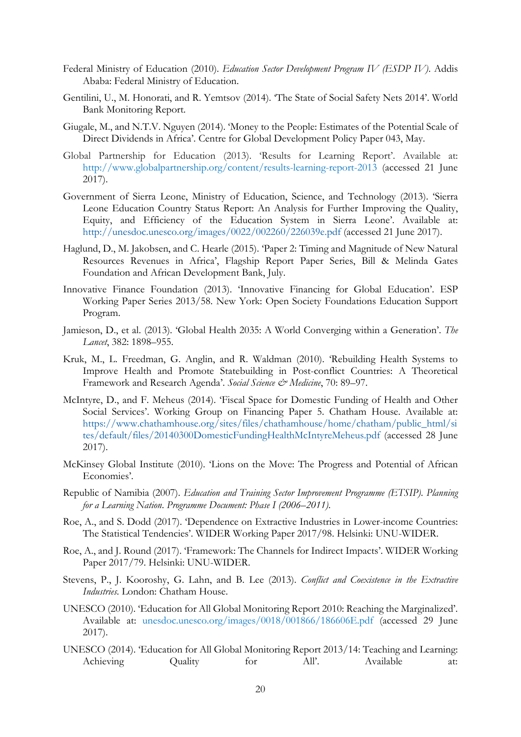Federal Ministry of Education (2010). *Education Sector Development Program IV (ESDP IV)*. Addis Ababa: Federal Ministry of Education.

Gentilini, U., M. Honorati, and R. Yemtsov (2014). 'The State of Social Safety Nets 2014'. World Bank Monitoring Report.

Giugale, M., and N.T.V. Nguyen (2014). 'Money to the People: Estimates of the Potential Scale of Direct Dividends in Africa'. Centre for Global Development Policy Paper 043, May.

Global Partnership for Education (2013). 'Results for Learning Report'. Available at: http://www.globalpartnership.org/content/results-learning-report-2013 (accessed 21 June 2017).

Government of Sierra Leone, Ministry of Education, Science, and Technology (2013). 'Sierra Leone Education Country Status Report: An Analysis for Further Improving the Quality, Equity, and Efficiency of the Education System in Sierra Leone'. Available at: http://unesdoc.unesco.org/images/0022/002260/226039e.pdf (accessed 21 June 2017).

Haglund, D., M. Jakobsen, and C. Hearle (2015). 'Paper 2: Timing and Magnitude of New Natural Resources Revenues in Africa', Flagship Report Paper Series, Bill & Melinda Gates Foundation and African Development Bank, July.

Innovative Finance Foundation (2013). 'Innovative Financing for Global Education'. ESP Working Paper Series 2013/58. New York: Open Society Foundations Education Support Program.

Jamieson, D., et al. (2013). 'Global Health 2035: A World Converging within a Generation'. *The Lancet*, 382: 1898–955.

Kruk, M., L. Freedman, G. Anglin, and R. Waldman (2010). 'Rebuilding Health Systems to Improve Health and Promote Statebuilding in Post-conflict Countries: A Theoretical Framework and Research Agenda'. *Social Science & Medicine*, 70: 89–97.

McIntyre, D., and F. Meheus (2014). 'Fiscal Space for Domestic Funding of Health and Other Social Services'. Working Group on Financing Paper 5. Chatham House. Available at: https://www.chathamhouse.org/sites/files/chathamhouse/home/chatham/public_html/sites/default/files/20140300DomesticFundingHealthMcIntyreMeheus.pdf (accessed 28 June 2017).

McKinsey Global Institute (2010). 'Lions on the Move: The Progress and Potential of African Economies'.

Republic of Namibia (2007). *Education and Training Sector Improvement Programme (ETSIP). Planning for a Learning Nation. Programme Document: Phase I (2006–2011).*

Roe, A., and S. Dodd (2017). 'Dependence on Extractive Industries in Lower-income Countries: The Statistical Tendencies'. WIDER Working Paper 2017/98. Helsinki: UNU-WIDER.

Roe, A., and J. Round (2017). 'Framework: The Channels for Indirect Impacts'. WIDER Working Paper 2017/79. Helsinki: UNU-WIDER.

Stevens, P., J. Kooroshy, G. Lahn, and B. Lee (2013). *Conflict and Coexistence in the Extractive Industries*. London: Chatham House.

UNESCO (2010). 'Education for All Global Monitoring Report 2010: Reaching the Marginalized'. Available at: unesdoc.unesco.org/images/0018/001866/186606E.pdf (accessed 29 June 2017).

UNESCO (2014). 'Education for All Global Monitoring Report 2013/14: Teaching and Learning: Achieving Quality for All'. Available at: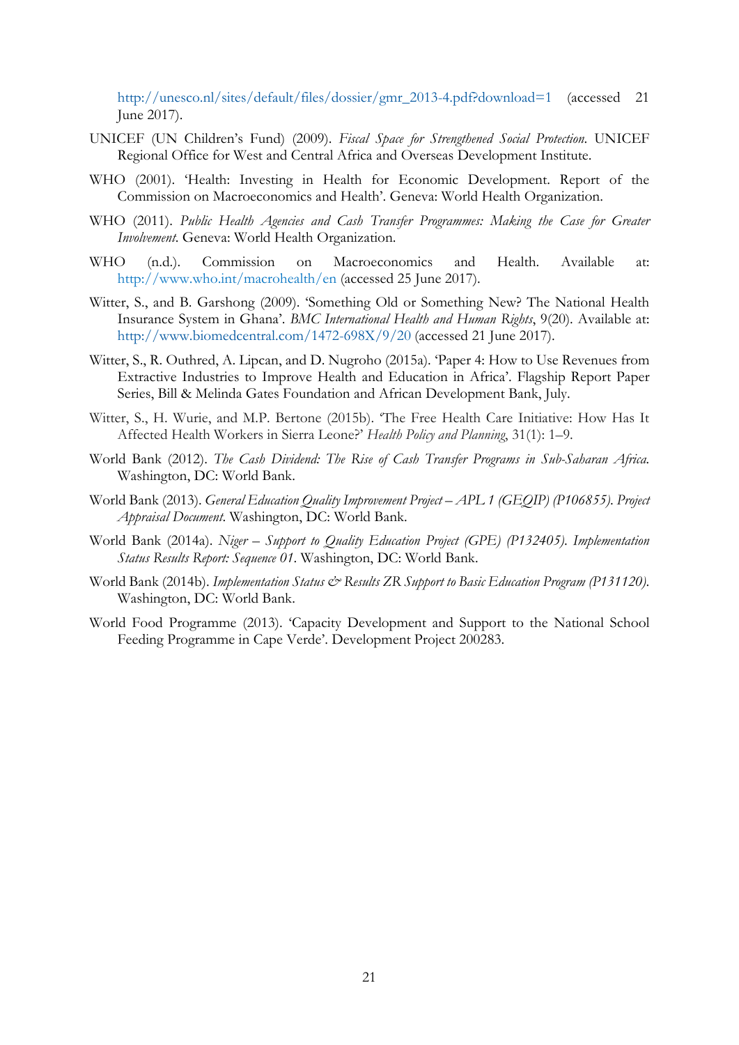http://unesco.nl/sites/default/files/dossier/gmr_2013-4.pdf?download=1 (accessed 21 June 2017).

UNICEF (UN Children's Fund) (2009). *Fiscal Space for Strengthened Social Protection*. UNICEF Regional Office for West and Central Africa and Overseas Development Institute.

WHO (2001). 'Health: Investing in Health for Economic Development. Report of the Commission on Macroeconomics and Health'. Geneva: World Health Organization.

WHO (2011). *Public Health Agencies and Cash Transfer Programmes: Making the Case for Greater Involvement*. Geneva: World Health Organization.

WHO (n.d.). Commission on Macroeconomics and Health. Available at: http://www.who.int/macrohealth/en (accessed 25 June 2017).

Witter, S., and B. Garshong (2009). 'Something Old or Something New? The National Health Insurance System in Ghana'. *BMC International Health and Human Rights*, 9(20). Available at: http://www.biomedcentral.com/1472-698X/9/20 (accessed 21 June 2017).

Witter, S., R. Outhred, A. Lipcan, and D. Nugroho (2015a). 'Paper 4: How to Use Revenues from Extractive Industries to Improve Health and Education in Africa'. Flagship Report Paper Series, Bill & Melinda Gates Foundation and African Development Bank, July.

Witter, S., H. Wurie, and M.P. Bertone (2015b). 'The Free Health Care Initiative: How Has It Affected Health Workers in Sierra Leone?' *Health Policy and Planning*, 31(1): 1–9.

World Bank (2012). *The Cash Dividend: The Rise of Cash Transfer Programs in Sub-Saharan Africa*. Washington, DC: World Bank.

World Bank (2013). *General Education Quality Improvement Project – APL 1 (GEQIP) (P106855). Project Appraisal Document*. Washington, DC: World Bank.

World Bank (2014a). *Niger – Support to Quality Education Project (GPE) (P132405). Implementation Status Results Report: Sequence 01*. Washington, DC: World Bank.

World Bank (2014b). *Implementation Status & Results ZR Support to Basic Education Program (P131120)*. Washington, DC: World Bank.

World Food Programme (2013). 'Capacity Development and Support to the National School Feeding Programme in Cape Verde'. Development Project 200283.